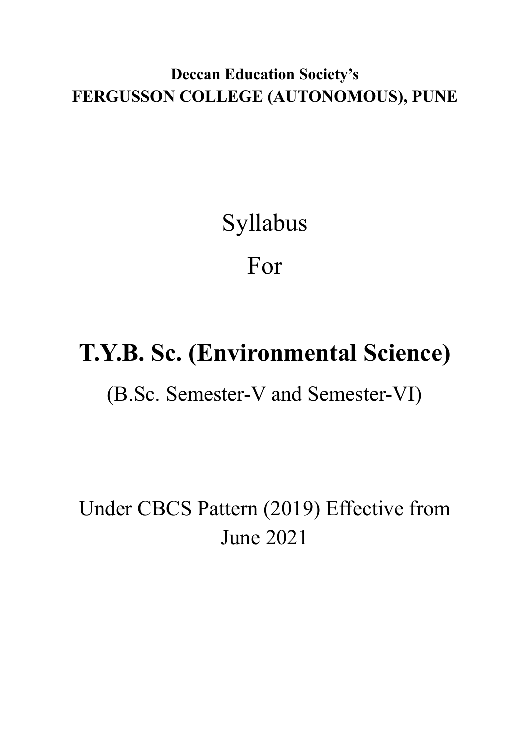**Deccan Education Society's**
**FERGUSSON COLLEGE (AUTONOMOUS), PUNE**

Syllabus

For

# T.Y.B. Sc. (Environmental Science)

(B.Sc. Semester-V and Semester-VI)

Under CBCS Pattern (2019) Effective from June 2021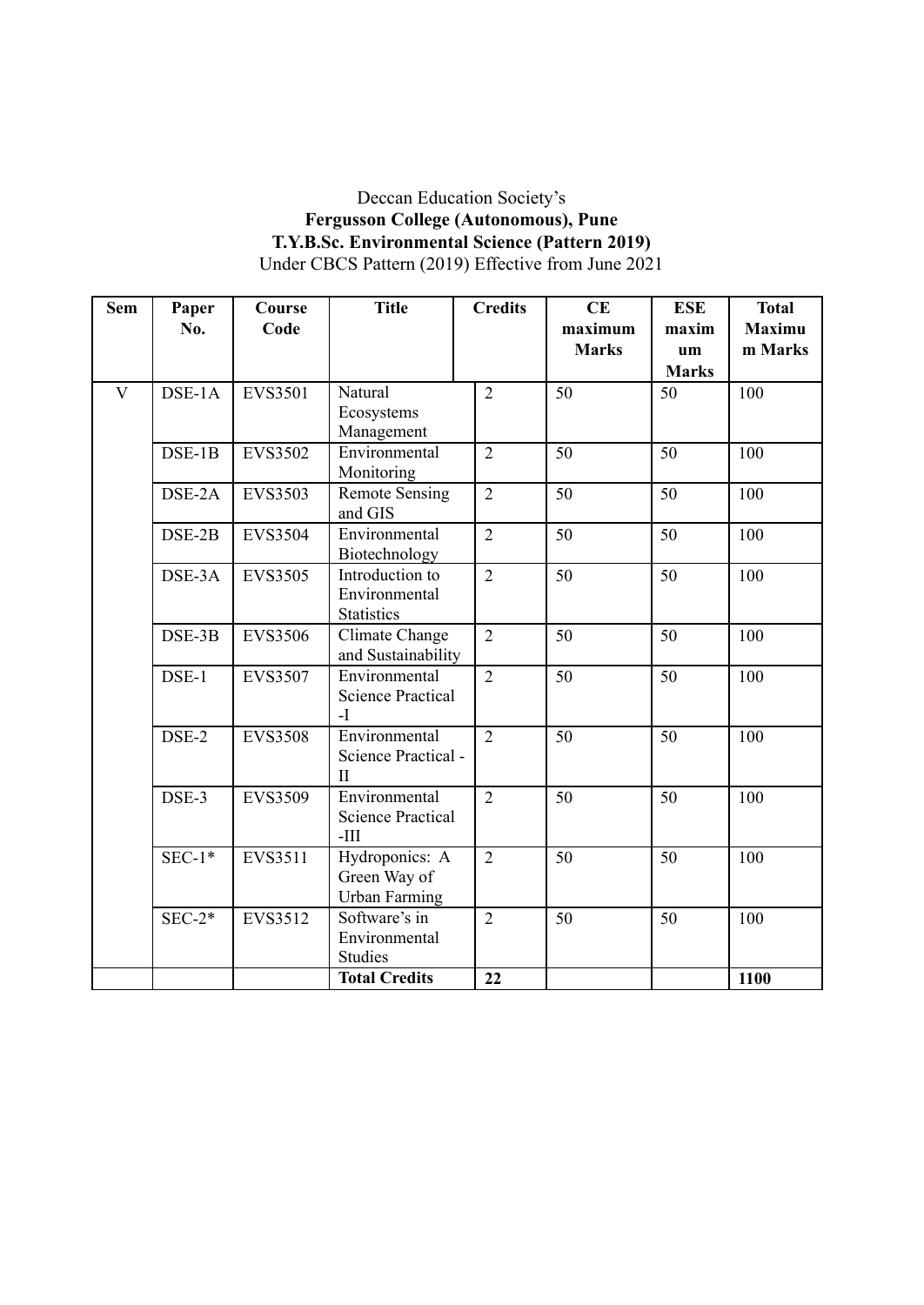Deccan Education Society's

**Fergusson College (Autonomous), Pune**

**T.Y.B.Sc. Environmental Science (Pattern 2019)**

Under CBCS Pattern (2019) Effective from June 2021

| Sem | Paper No. | Course Code | Title | Credits | CE maximum Marks | ESE maximum Marks | Total Maximum Marks |
|---|---|---|---|---|---|---|---|
| V | DSE-1A | EVS3501 | Natural Ecosystems Management | 2 | 50 | 50 | 100 |
| | DSE-1B | EVS3502 | Environmental Monitoring | 2 | 50 | 50 | 100 |
| | DSE-2A | EVS3503 | Remote Sensing and GIS | 2 | 50 | 50 | 100 |
| | DSE-2B | EVS3504 | Environmental Biotechnology | 2 | 50 | 50 | 100 |
| | DSE-3A | EVS3505 | Introduction to Environmental Statistics | 2 | 50 | 50 | 100 |
| | DSE-3B | EVS3506 | Climate Change and Sustainability | 2 | 50 | 50 | 100 |
| | DSE-1 | EVS3507 | Environmental Science Practical -I | 2 | 50 | 50 | 100 |
| | DSE-2 | EVS3508 | Environmental Science Practical - II | 2 | 50 | 50 | 100 |
| | DSE-3 | EVS3509 | Environmental Science Practical -III | 2 | 50 | 50 | 100 |
| | SEC-1* | EVS3511 | Hydroponics: A Green Way of Urban Farming | 2 | 50 | 50 | 100 |
| | SEC-2* | EVS3512 | Software's in Environmental Studies | 2 | 50 | 50 | 100 |
| | | | **Total Credits** | **22** | | | **1100** |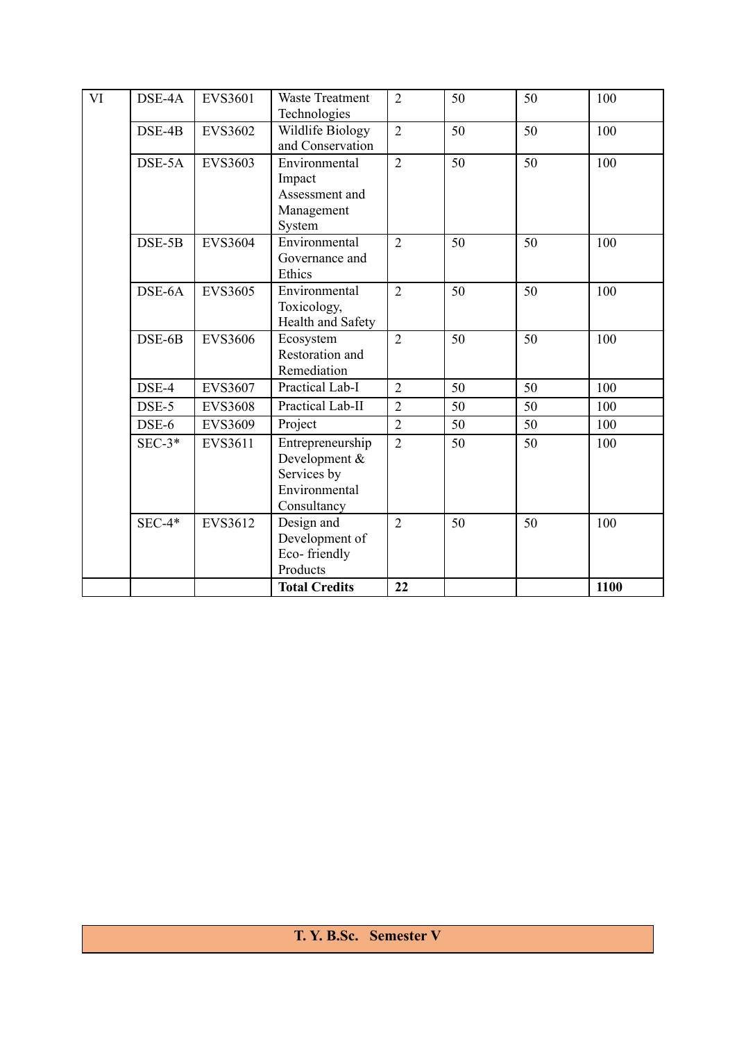| VI | DSE-4A | EVS3601 | Waste Treatment Technologies | 2 | 50 | 50 | 100 |
|---|---|---|---|---|---|---|---|
| | DSE-4B | EVS3602 | Wildlife Biology and Conservation | 2 | 50 | 50 | 100 |
| | DSE-5A | EVS3603 | Environmental Impact Assessment and Management System | 2 | 50 | 50 | 100 |
| | DSE-5B | EVS3604 | Environmental Governance and Ethics | 2 | 50 | 50 | 100 |
| | DSE-6A | EVS3605 | Environmental Toxicology, Health and Safety | 2 | 50 | 50 | 100 |
| | DSE-6B | EVS3606 | Ecosystem Restoration and Remediation | 2 | 50 | 50 | 100 |
| | DSE-4 | EVS3607 | Practical Lab-I | 2 | 50 | 50 | 100 |
| | DSE-5 | EVS3608 | Practical Lab-II | 2 | 50 | 50 | 100 |
| | DSE-6 | EVS3609 | Project | 2 | 50 | 50 | 100 |
| | SEC-3* | EVS3611 | Entrepreneurship Development & Services by Environmental Consultancy | 2 | 50 | 50 | 100 |
| | SEC-4* | EVS3612 | Design and Development of Eco- friendly Products | 2 | 50 | 50 | 100 |
| | | | **Total Credits** | **22** | | | **1100** |

**T. Y. B.Sc. Semester V**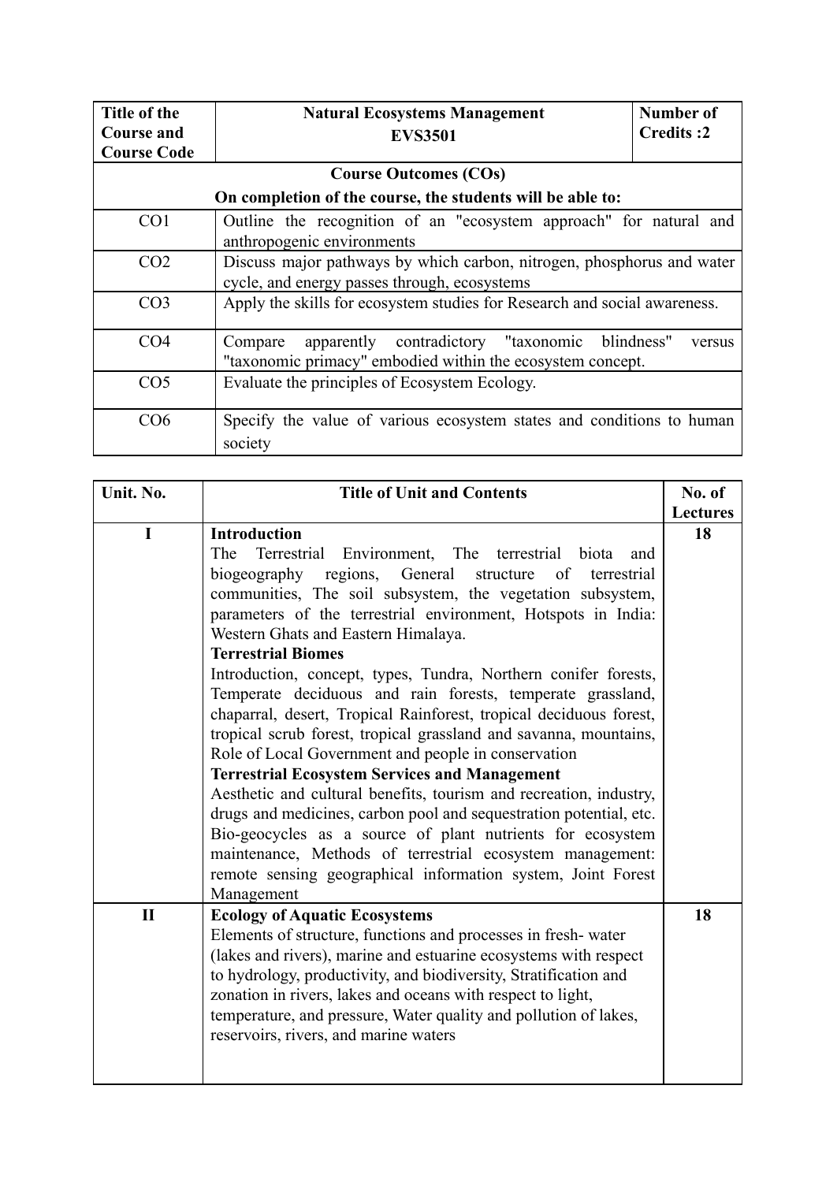| Title of the Course and Course Code | Natural Ecosystems Management<br>**EVS3501** | Number of Credits :2 |
|---|---|---|
| **Course Outcomes (COs)**<br>**On completion of the course, the students will be able to:** | | |
| CO1 | Outline the recognition of an "ecosystem approach" for natural and anthropogenic environments | |
| CO2 | Discuss major pathways by which carbon, nitrogen, phosphorus and water cycle, and energy passes through, ecosystems | |
| CO3 | Apply the skills for ecosystem studies for Research and social awareness. | |
| CO4 | Compare apparently contradictory "taxonomic blindness" versus "taxonomic primacy" embodied within the ecosystem concept. | |
| CO5 | Evaluate the principles of Ecosystem Ecology. | |
| CO6 | Specify the value of various ecosystem states and conditions to human society | |

| Unit. No. | Title of Unit and Contents | No. of Lectures |
|---|---|---|
| I | **Introduction**<br>The Terrestrial Environment, The terrestrial biota and biogeography regions, General structure of terrestrial communities, The soil subsystem, the vegetation subsystem, parameters of the terrestrial environment, Hotspots in India: Western Ghats and Eastern Himalaya.<br>**Terrestrial Biomes**<br>Introduction, concept, types, Tundra, Northern conifer forests, Temperate deciduous and rain forests, temperate grassland, chaparral, desert, Tropical Rainforest, tropical deciduous forest, tropical scrub forest, tropical grassland and savanna, mountains, Role of Local Government and people in conservation<br>**Terrestrial Ecosystem Services and Management**<br>Aesthetic and cultural benefits, tourism and recreation, industry, drugs and medicines, carbon pool and sequestration potential, etc. Bio-geocycles as a source of plant nutrients for ecosystem maintenance, Methods of terrestrial ecosystem management: remote sensing geographical information system, Joint Forest Management | 18 |
| II | **Ecology of Aquatic Ecosystems**<br>Elements of structure, functions and processes in fresh- water (lakes and rivers), marine and estuarine ecosystems with respect to hydrology, productivity, and biodiversity, Stratification and zonation in rivers, lakes and oceans with respect to light, temperature, and pressure, Water quality and pollution of lakes, reservoirs, rivers, and marine waters | 18 |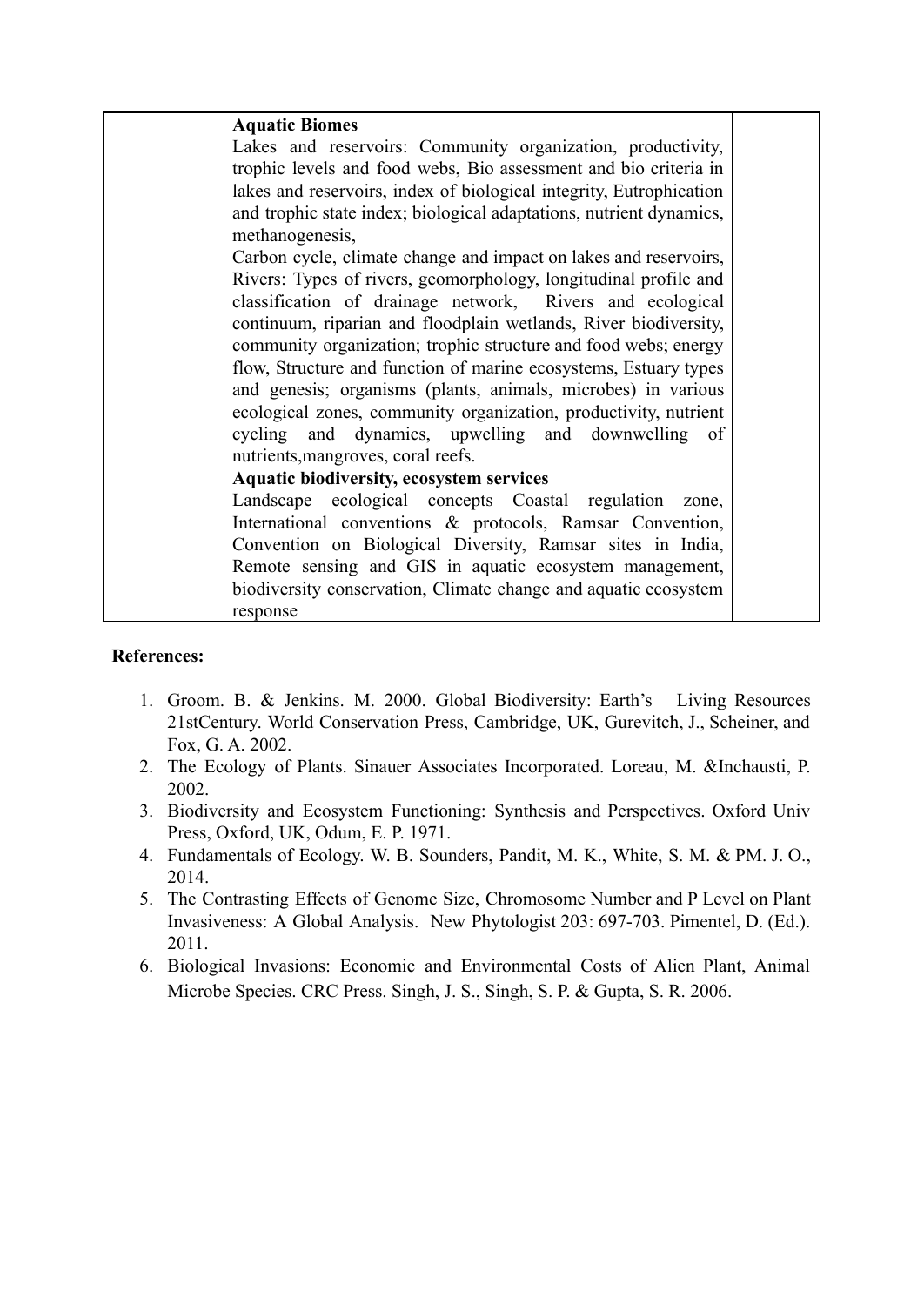| | **Aquatic Biomes**<br>Lakes and reservoirs: Community organization, productivity, trophic levels and food webs, Bio assessment and bio criteria in lakes and reservoirs, index of biological integrity, Eutrophication and trophic state index; biological adaptations, nutrient dynamics, methanogenesis,<br>Carbon cycle, climate change and impact on lakes and reservoirs, Rivers: Types of rivers, geomorphology, longitudinal profile and classification of drainage network, Rivers and ecological continuum, riparian and floodplain wetlands, River biodiversity, community organization; trophic structure and food webs; energy flow, Structure and function of marine ecosystems, Estuary types and genesis; organisms (plants, animals, microbes) in various ecological zones, community organization, productivity, nutrient cycling and dynamics, upwelling and downwelling of nutrients,mangroves, coral reefs.<br>**Aquatic biodiversity, ecosystem services**<br>Landscape ecological concepts Coastal regulation zone, International conventions & protocols, Ramsar Convention, Convention on Biological Diversity, Ramsar sites in India, Remote sensing and GIS in aquatic ecosystem management, biodiversity conservation, Climate change and aquatic ecosystem response | |
|---|---|---|

**References:**

1. Groom. B. & Jenkins. M. 2000. Global Biodiversity: Earth's Living Resources 21stCentury. World Conservation Press, Cambridge, UK, Gurevitch, J., Scheiner, and Fox, G. A. 2002.
2. The Ecology of Plants. Sinauer Associates Incorporated. Loreau, M. &Inchausti, P. 2002.
3. Biodiversity and Ecosystem Functioning: Synthesis and Perspectives. Oxford Univ Press, Oxford, UK, Odum, E. P. 1971.
4. Fundamentals of Ecology. W. B. Sounders, Pandit, M. K., White, S. M. & PM. J. O., 2014.
5. The Contrasting Effects of Genome Size, Chromosome Number and P Level on Plant Invasiveness: A Global Analysis. New Phytologist 203: 697-703. Pimentel, D. (Ed.). 2011.
6. Biological Invasions: Economic and Environmental Costs of Alien Plant, Animal Microbe Species. CRC Press. Singh, J. S., Singh, S. P. & Gupta, S. R. 2006.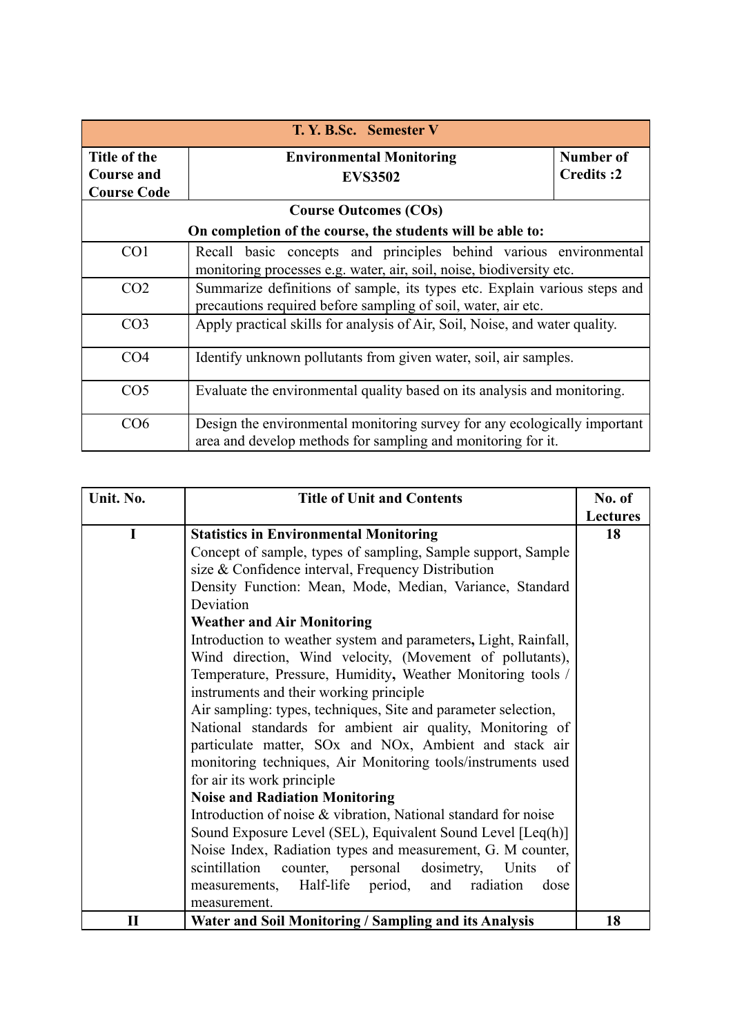| T. Y. B.Sc. Semester V | | |
|---|---|---|
| **Title of the Course and Course Code** | **Environmental Monitoring EVS3502** | **Number of Credits :2** |

**Course Outcomes (COs)**

**On completion of the course, the students will be able to:**

| | |
|---|---|
| CO1 | Recall basic concepts and principles behind various environmental monitoring processes e.g. water, air, soil, noise, biodiversity etc. |
| CO2 | Summarize definitions of sample, its types etc. Explain various steps and precautions required before sampling of soil, water, air etc. |
| CO3 | Apply practical skills for analysis of Air, Soil, Noise, and water quality. |
| CO4 | Identify unknown pollutants from given water, soil, air samples. |
| CO5 | Evaluate the environmental quality based on its analysis and monitoring. |
| CO6 | Design the environmental monitoring survey for any ecologically important area and develop methods for sampling and monitoring for it. |

| Unit. No. | Title of Unit and Contents | No. of Lectures |
|---|---|---|
| I | **Statistics in Environmental Monitoring**<br>Concept of sample, types of sampling, Sample support, Sample size & Confidence interval, Frequency Distribution<br>Density Function: Mean, Mode, Median, Variance, Standard Deviation<br>**Weather and Air Monitoring**<br>Introduction to weather system and parameters**,** Light, Rainfall, Wind direction, Wind velocity, (Movement of pollutants), Temperature, Pressure, Humidity**,** Weather Monitoring tools / instruments and their working principle<br>Air sampling: types, techniques, Site and parameter selection, National standards for ambient air quality, Monitoring of particulate matter, SOx and NOx, Ambient and stack air monitoring techniques, Air Monitoring tools/instruments used for air its work principle<br>**Noise and Radiation Monitoring**<br>Introduction of noise & vibration, National standard for noise Sound Exposure Level (SEL), Equivalent Sound Level [Leq(h)] Noise Index, Radiation types and measurement, G. M counter, scintillation counter, personal dosimetry, Units of measurements, Half-life period, and radiation dose measurement. | 18 |
| II | **Water and Soil Monitoring / Sampling and its Analysis** | 18 |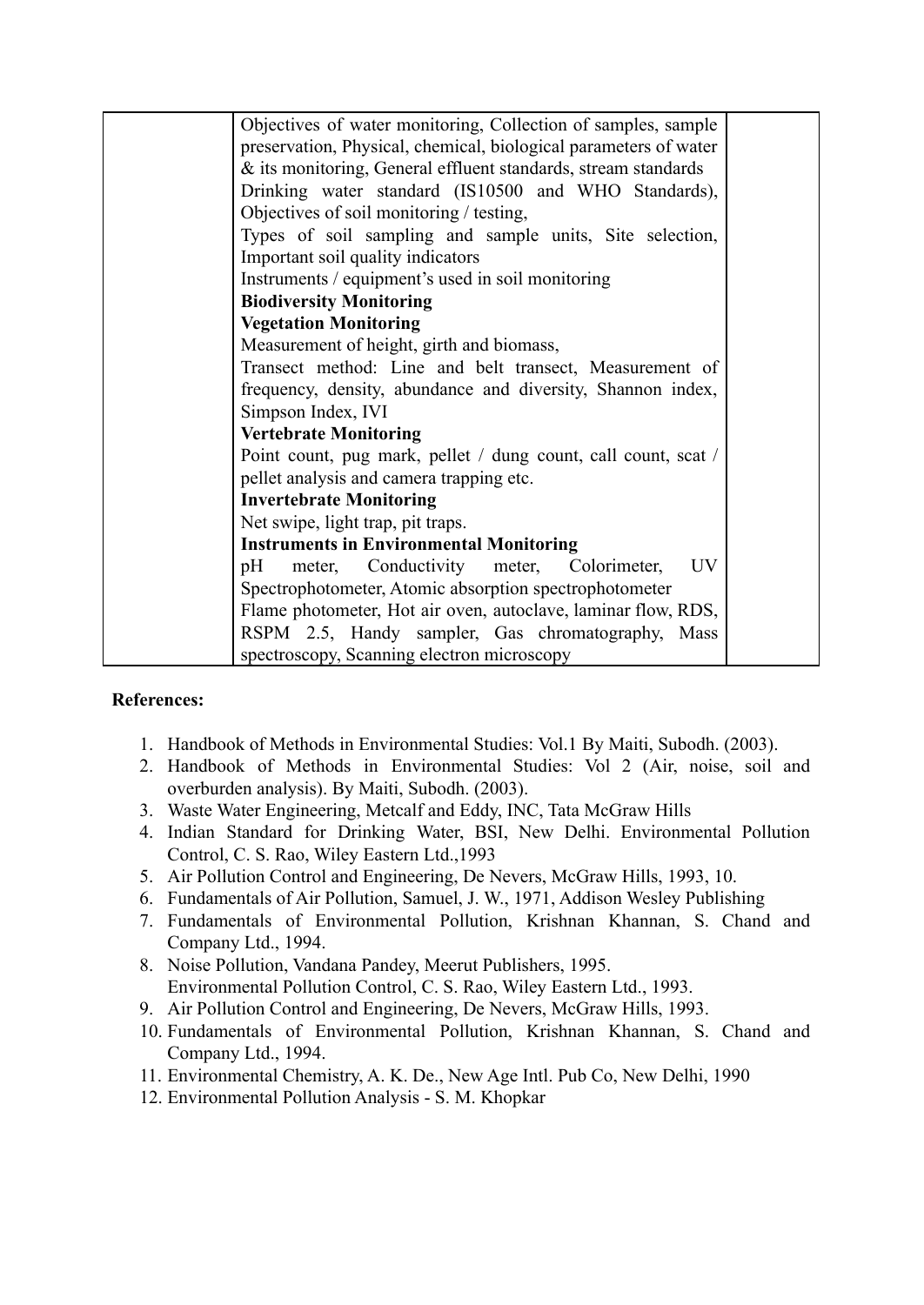| | Objectives of water monitoring, Collection of samples, sample preservation, Physical, chemical, biological parameters of water & its monitoring, General effluent standards, stream standards<br>Drinking water standard (IS10500 and WHO Standards), Objectives of soil monitoring / testing,<br>Types of soil sampling and sample units, Site selection, Important soil quality indicators<br>Instruments / equipment's used in soil monitoring<br>**Biodiversity Monitoring**<br>**Vegetation Monitoring**<br>Measurement of height, girth and biomass,<br>Transect method: Line and belt transect, Measurement of frequency, density, abundance and diversity, Shannon index, Simpson Index, IVI<br>**Vertebrate Monitoring**<br>Point count, pug mark, pellet / dung count, call count, scat / pellet analysis and camera trapping etc.<br>**Invertebrate Monitoring**<br>Net swipe, light trap, pit traps.<br>**Instruments in Environmental Monitoring**<br>pH meter, Conductivity meter, Colorimeter, UV Spectrophotometer, Atomic absorption spectrophotometer<br>Flame photometer, Hot air oven, autoclave, laminar flow, RDS, RSPM 2.5, Handy sampler, Gas chromatography, Mass spectroscopy, Scanning electron microscopy | |
|---|---|---|

**References:**

1. Handbook of Methods in Environmental Studies: Vol.1 By Maiti, Subodh. (2003).
2. Handbook of Methods in Environmental Studies: Vol 2 (Air, noise, soil and overburden analysis). By Maiti, Subodh. (2003).
3. Waste Water Engineering, Metcalf and Eddy, INC, Tata McGraw Hills
4. Indian Standard for Drinking Water, BSI, New Delhi. Environmental Pollution Control, C. S. Rao, Wiley Eastern Ltd.,1993
5. Air Pollution Control and Engineering, De Nevers, McGraw Hills, 1993, 10.
6. Fundamentals of Air Pollution, Samuel, J. W., 1971, Addison Wesley Publishing
7. Fundamentals of Environmental Pollution, Krishnan Khannan, S. Chand and Company Ltd., 1994.
8. Noise Pollution, Vandana Pandey, Meerut Publishers, 1995.
   Environmental Pollution Control, C. S. Rao, Wiley Eastern Ltd., 1993.
9. Air Pollution Control and Engineering, De Nevers, McGraw Hills, 1993.
10. Fundamentals of Environmental Pollution, Krishnan Khannan, S. Chand and Company Ltd., 1994.
11. Environmental Chemistry, A. K. De., New Age Intl. Pub Co, New Delhi, 1990
12. Environmental Pollution Analysis - S. M. Khopkar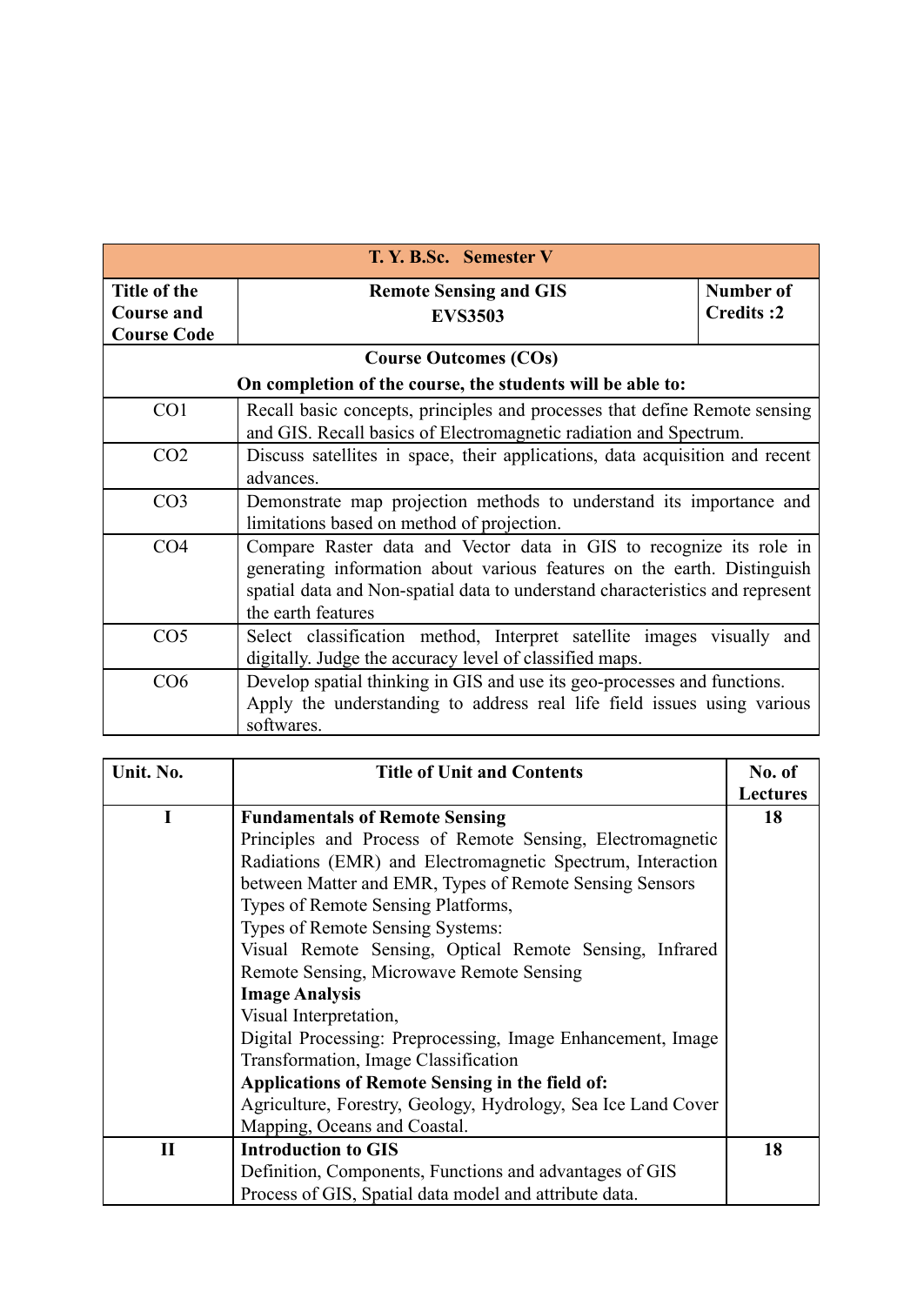| T. Y. B.Sc. Semester V | | |
|---|---|---|
| **Title of the Course and Course Code** | **Remote Sensing and GIS EVS3503** | **Number of Credits :2** |

| **Course Outcomes (COs)** <br> **On completion of the course, the students will be able to:** | |
|---|---|
| CO1 | Recall basic concepts, principles and processes that define Remote sensing and GIS. Recall basics of Electromagnetic radiation and Spectrum. |
| CO2 | Discuss satellites in space, their applications, data acquisition and recent advances. |
| CO3 | Demonstrate map projection methods to understand its importance and limitations based on method of projection. |
| CO4 | Compare Raster data and Vector data in GIS to recognize its role in generating information about various features on the earth. Distinguish spatial data and Non-spatial data to understand characteristics and represent the earth features |
| CO5 | Select classification method, Interpret satellite images visually and digitally. Judge the accuracy level of classified maps. |
| CO6 | Develop spatial thinking in GIS and use its geo-processes and functions. Apply the understanding to address real life field issues using various softwares. |

| Unit. No. | Title of Unit and Contents | No. of Lectures |
|---|---|---|
| I | **Fundamentals of Remote Sensing**<br>Principles and Process of Remote Sensing, Electromagnetic Radiations (EMR) and Electromagnetic Spectrum, Interaction between Matter and EMR, Types of Remote Sensing Sensors<br>Types of Remote Sensing Platforms,<br>Types of Remote Sensing Systems:<br>Visual Remote Sensing, Optical Remote Sensing, Infrared Remote Sensing, Microwave Remote Sensing<br>**Image Analysis**<br>Visual Interpretation,<br>Digital Processing: Preprocessing, Image Enhancement, Image Transformation, Image Classification<br>**Applications of Remote Sensing in the field of:**<br>Agriculture, Forestry, Geology, Hydrology, Sea Ice Land Cover Mapping, Oceans and Coastal. | 18 |
| II | **Introduction to GIS**<br>Definition, Components, Functions and advantages of GIS<br>Process of GIS, Spatial data model and attribute data. | 18 |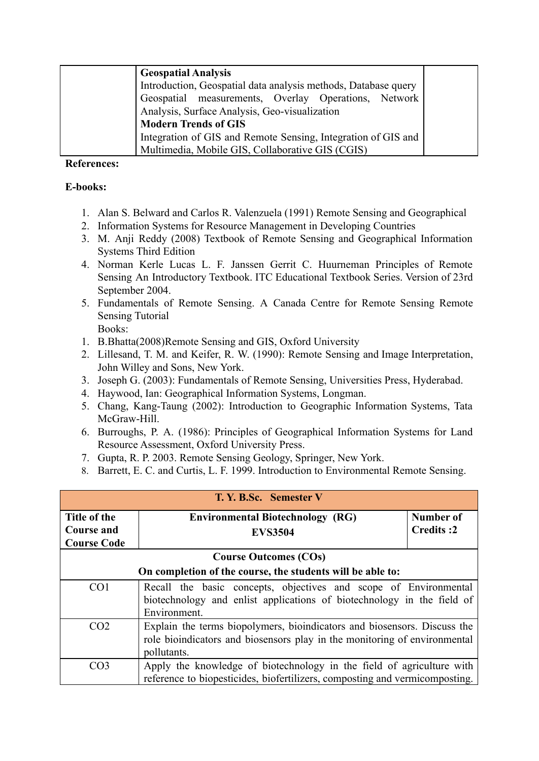| | **Geospatial Analysis**<br>Introduction, Geospatial data analysis methods, Database query Geospatial measurements, Overlay Operations, Network Analysis, Surface Analysis, Geo-visualization<br>**Modern Trends of GIS**<br>Integration of GIS and Remote Sensing, Integration of GIS and Multimedia, Mobile GIS, Collaborative GIS (CGIS) | |
|---|---|---|

**References:**

**E-books:**

1. Alan S. Belward and Carlos R. Valenzuela (1991) Remote Sensing and Geographical
2. Information Systems for Resource Management in Developing Countries
3. M. Anji Reddy (2008) Textbook of Remote Sensing and Geographical Information Systems Third Edition
4. Norman Kerle Lucas L. F. Janssen Gerrit C. Huurneman Principles of Remote Sensing An Introductory Textbook. ITC Educational Textbook Series. Version of 23rd September 2004.
5. Fundamentals of Remote Sensing. A Canada Centre for Remote Sensing Remote Sensing Tutorial

Books:

1. B.Bhatta(2008)Remote Sensing and GIS, Oxford University
2. Lillesand, T. M. and Keifer, R. W. (1990): Remote Sensing and Image Interpretation, John Willey and Sons, New York.
3. Joseph G. (2003): Fundamentals of Remote Sensing, Universities Press, Hyderabad.
4. Haywood, Ian: Geographical Information Systems, Longman.
5. Chang, Kang-Taung (2002): Introduction to Geographic Information Systems, Tata McGraw-Hill.
6. Burroughs, P. A. (1986): Principles of Geographical Information Systems for Land Resource Assessment, Oxford University Press.
7. Gupta, R. P. 2003. Remote Sensing Geology, Springer, New York.
8. Barrett, E. C. and Curtis, L. F. 1999. Introduction to Environmental Remote Sensing.

| **T. Y. B.Sc. Semester V** | | |
|---|---|---|
| **Title of the Course and Course Code** | **Environmental Biotechnology (RG)**<br>**EVS3504** | **Number of Credits :2** |
| | **Course Outcomes (COs)**<br>**On completion of the course, the students will be able to:** | |
| CO1 | Recall the basic concepts, objectives and scope of Environmental biotechnology and enlist applications of biotechnology in the field of Environment. | |
| CO2 | Explain the terms biopolymers, bioindicators and biosensors. Discuss the role bioindicators and biosensors play in the monitoring of environmental pollutants. | |
| CO3 | Apply the knowledge of biotechnology in the field of agriculture with reference to biopesticides, biofertilizers, composting and vermicomposting. | |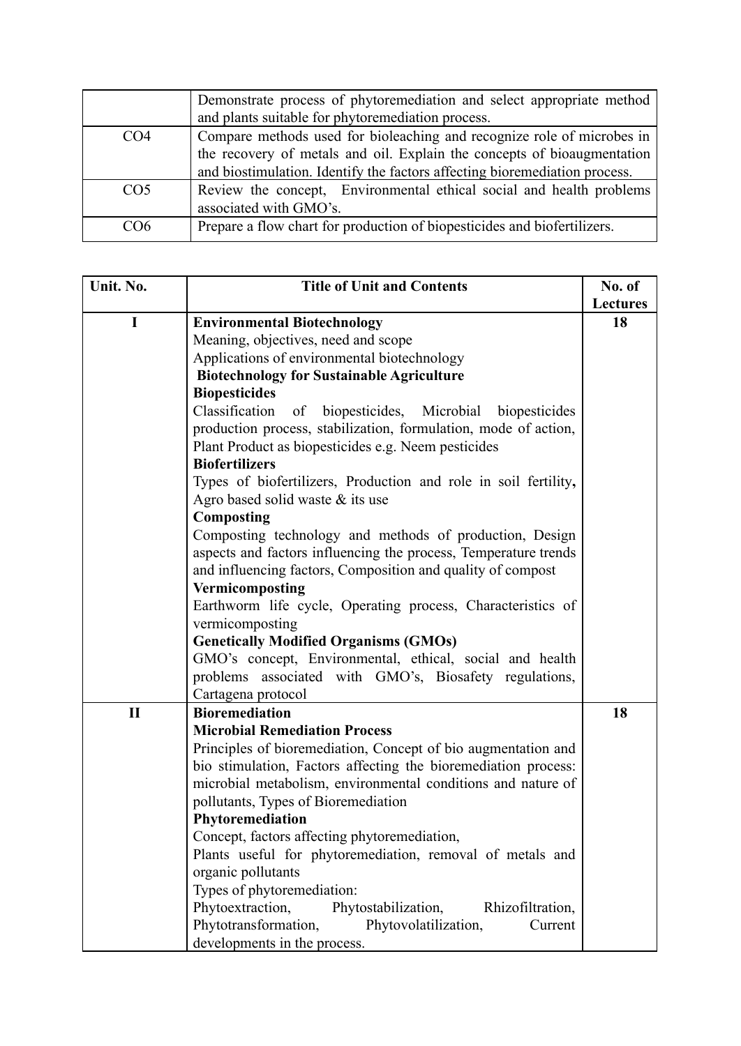| | |
|---|---|
| | Demonstrate process of phytoremediation and select appropriate method and plants suitable for phytoremediation process. |
| CO4 | Compare methods used for bioleaching and recognize role of microbes in the recovery of metals and oil. Explain the concepts of bioaugmentation and biostimulation. Identify the factors affecting bioremediation process. |
| CO5 | Review the concept, Environmental ethical social and health problems associated with GMO's. |
| CO6 | Prepare a flow chart for production of biopesticides and biofertilizers. |

| Unit. No. | Title of Unit and Contents | No. of Lectures |
|---|---|---|
| I | **Environmental Biotechnology**<br>Meaning, objectives, need and scope<br>Applications of environmental biotechnology<br>**Biotechnology for Sustainable Agriculture**<br>**Biopesticides**<br>Classification of biopesticides, Microbial biopesticides production process, stabilization, formulation, mode of action, Plant Product as biopesticides e.g. Neem pesticides<br>**Biofertilizers**<br>Types of biofertilizers, Production and role in soil fertility**,** Agro based solid waste & its use<br>**Composting**<br>Composting technology and methods of production, Design aspects and factors influencing the process, Temperature trends and influencing factors, Composition and quality of compost<br>**Vermicomposting**<br>Earthworm life cycle, Operating process, Characteristics of vermicomposting<br>**Genetically Modified Organisms (GMOs)**<br>GMO's concept, Environmental, ethical, social and health problems associated with GMO's, Biosafety regulations, Cartagena protocol | 18 |
| II | **Bioremediation**<br>**Microbial Remediation Process**<br>Principles of bioremediation, Concept of bio augmentation and bio stimulation, Factors affecting the bioremediation process: microbial metabolism, environmental conditions and nature of pollutants, Types of Bioremediation<br>**Phytoremediation**<br>Concept, factors affecting phytoremediation,<br>Plants useful for phytoremediation, removal of metals and organic pollutants<br>Types of phytoremediation:<br>Phytoextraction, Phytostabilization, Rhizofiltration, Phytotransformation, Phytovolatilization, Current developments in the process. | 18 |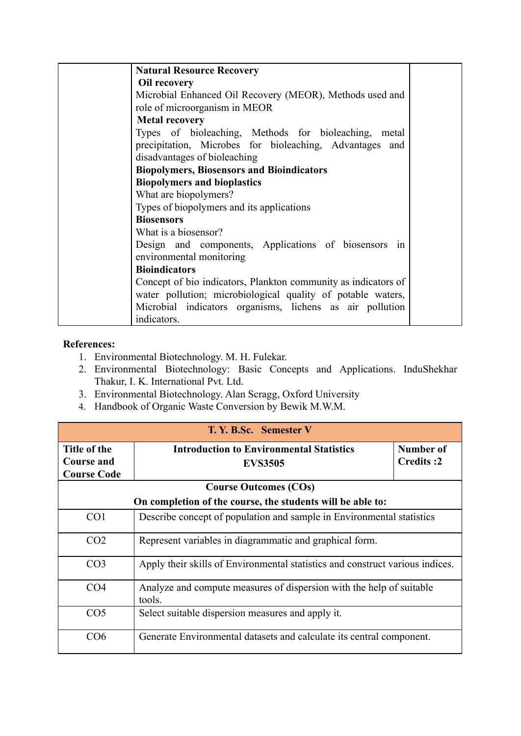| | **Natural Resource Recovery**<br>**Oil recovery**<br>Microbial Enhanced Oil Recovery (MEOR), Methods used and role of microorganism in MEOR<br>**Metal recovery**<br>Types of bioleaching, Methods for bioleaching, metal precipitation, Microbes for bioleaching, Advantages and disadvantages of bioleaching<br>**Biopolymers, Biosensors and Bioindicators**<br>**Biopolymers and bioplastics**<br>What are biopolymers?<br>Types of biopolymers and its applications<br>**Biosensors**<br>What is a biosensor?<br>Design and components, Applications of biosensors in environmental monitoring<br>**Bioindicators**<br>Concept of bio indicators, Plankton community as indicators of water pollution; microbiological quality of potable waters, Microbial indicators organisms, lichens as air pollution indicators. | |
|---|---|---|

**References:**

1. Environmental Biotechnology. M. H. Fulekar.
2. Environmental Biotechnology: Basic Concepts and Applications. InduShekhar Thakur, I. K. International Pvt. Ltd.
3. Environmental Biotechnology. Alan Scragg, Oxford University
4. Handbook of Organic Waste Conversion by Bewik M.W.M.

| **T. Y. B.Sc. Semester V** | | |
|---|---|---|
| **Title of the Course and Course Code** | **Introduction to Environmental Statistics EVS3505** | **Number of Credits :2** |
| **Course Outcomes (COs)**<br>**On completion of the course, the students will be able to:** | | |
| CO1 | Describe concept of population and sample in Environmental statistics | |
| CO2 | Represent variables in diagrammatic and graphical form. | |
| CO3 | Apply their skills of Environmental statistics and construct various indices. | |
| CO4 | Analyze and compute measures of dispersion with the help of suitable tools. | |
| CO5 | Select suitable dispersion measures and apply it. | |
| CO6 | Generate Environmental datasets and calculate its central component. | |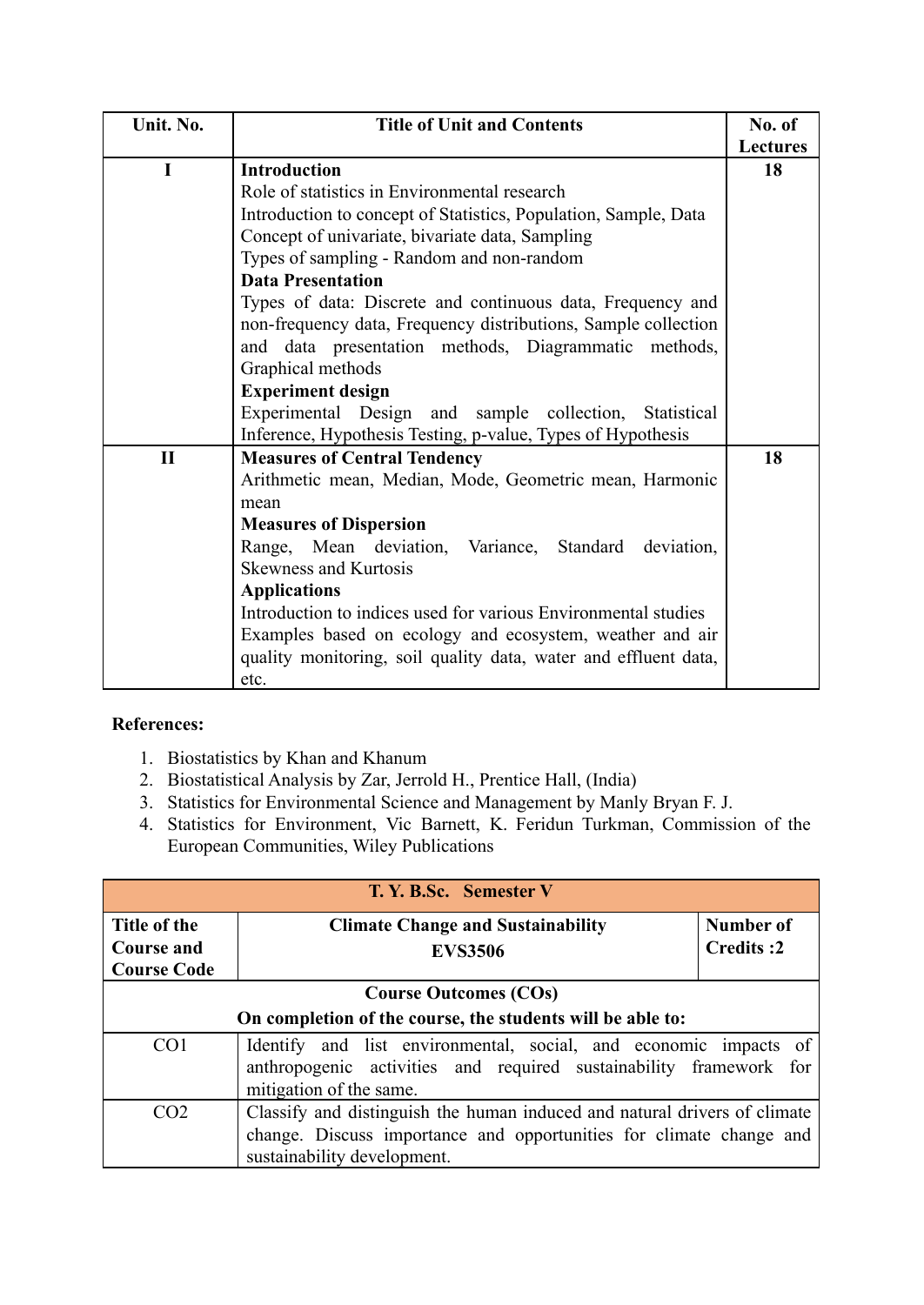| Unit. No. | Title of Unit and Contents | No. of Lectures |
|---|---|---|
| I | **Introduction**<br>Role of statistics in Environmental research<br>Introduction to concept of Statistics, Population, Sample, Data<br>Concept of univariate, bivariate data, Sampling<br>Types of sampling - Random and non-random<br>**Data Presentation**<br>Types of data: Discrete and continuous data, Frequency and non-frequency data, Frequency distributions, Sample collection and data presentation methods, Diagrammatic methods, Graphical methods<br>**Experiment design**<br>Experimental Design and sample collection, Statistical Inference, Hypothesis Testing, p-value, Types of Hypothesis | 18 |
| II | **Measures of Central Tendency**<br>Arithmetic mean, Median, Mode, Geometric mean, Harmonic mean<br>**Measures of Dispersion**<br>Range, Mean deviation, Variance, Standard deviation, Skewness and Kurtosis<br>**Applications**<br>Introduction to indices used for various Environmental studies<br>Examples based on ecology and ecosystem, weather and air quality monitoring, soil quality data, water and effluent data, etc. | 18 |

**References:**

1. Biostatistics by Khan and Khanum
2. Biostatistical Analysis by Zar, Jerrold H., Prentice Hall, (India)
3. Statistics for Environmental Science and Management by Manly Bryan F. J.
4. Statistics for Environment, Vic Barnett, K. Feridun Turkman, Commission of the European Communities, Wiley Publications

| **T. Y. B.Sc. Semester V** | | |
|---|---|---|
| **Title of the Course and Course Code** | **Climate Change and Sustainability**<br>**EVS3506** | **Number of Credits :2** |
| **Course Outcomes (COs)**<br>**On completion of the course, the students will be able to:** | | |
| CO1 | Identify and list environmental, social, and economic impacts of anthropogenic activities and required sustainability framework for mitigation of the same. | |
| CO2 | Classify and distinguish the human induced and natural drivers of climate change. Discuss importance and opportunities for climate change and sustainability development. | |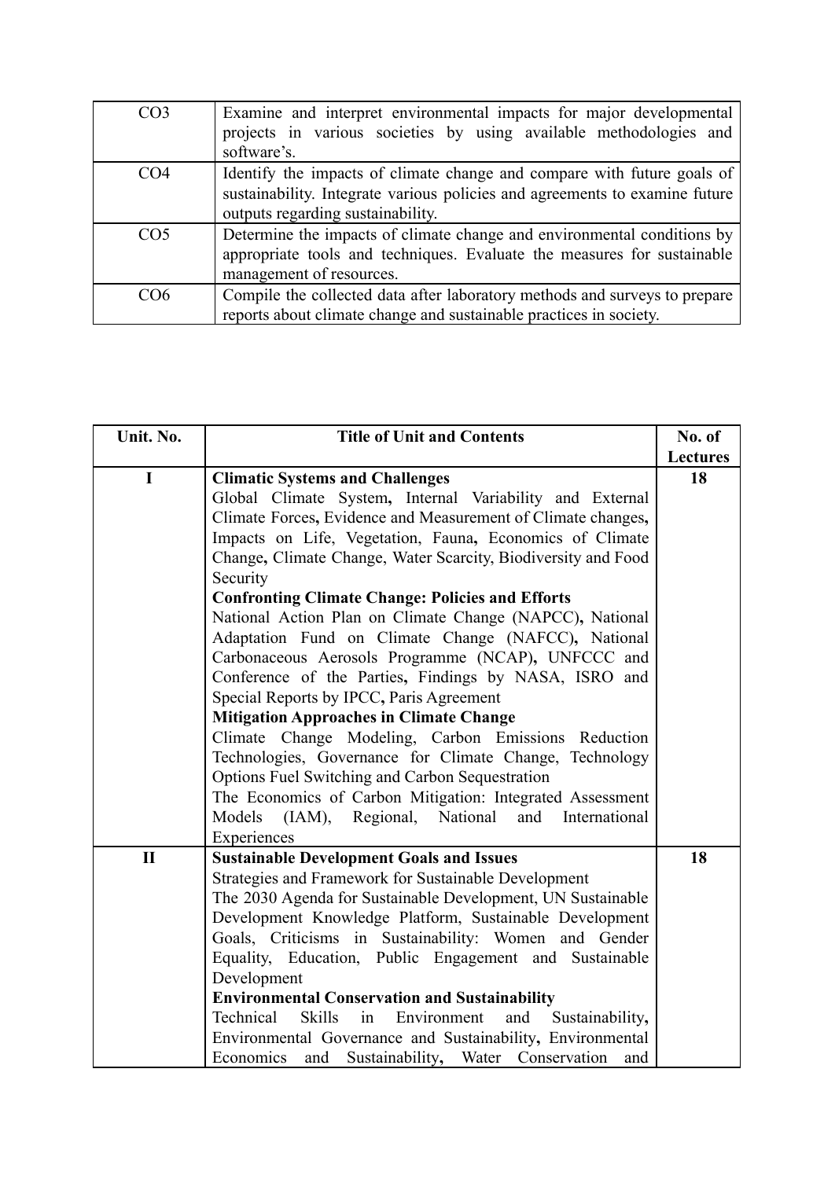| | |
|---|---|
| CO3 | Examine and interpret environmental impacts for major developmental projects in various societies by using available methodologies and software's. |
| CO4 | Identify the impacts of climate change and compare with future goals of sustainability. Integrate various policies and agreements to examine future outputs regarding sustainability. |
| CO5 | Determine the impacts of climate change and environmental conditions by appropriate tools and techniques. Evaluate the measures for sustainable management of resources. |
| CO6 | Compile the collected data after laboratory methods and surveys to prepare reports about climate change and sustainable practices in society. |

| Unit. No. | Title of Unit and Contents | No. of Lectures |
|---|---|---|
| I | **Climatic Systems and Challenges**<br>Global Climate System**,** Internal Variability and External Climate Forces**,** Evidence and Measurement of Climate changes**,** Impacts on Life, Vegetation, Fauna**,** Economics of Climate Change**,** Climate Change, Water Scarcity, Biodiversity and Food Security<br>**Confronting Climate Change: Policies and Efforts**<br>National Action Plan on Climate Change (NAPCC)**,** National Adaptation Fund on Climate Change (NAFCC)**,** National Carbonaceous Aerosols Programme (NCAP)**,** UNFCCC and Conference of the Parties**,** Findings by NASA, ISRO and Special Reports by IPCC**,** Paris Agreement<br>**Mitigation Approaches in Climate Change**<br>Climate Change Modeling, Carbon Emissions Reduction Technologies, Governance for Climate Change, Technology Options Fuel Switching and Carbon Sequestration<br>The Economics of Carbon Mitigation: Integrated Assessment Models (IAM), Regional, National and International Experiences | 18 |
| II | **Sustainable Development Goals and Issues**<br>Strategies and Framework for Sustainable Development<br>The 2030 Agenda for Sustainable Development, UN Sustainable Development Knowledge Platform, Sustainable Development Goals, Criticisms in Sustainability: Women and Gender Equality, Education, Public Engagement and Sustainable Development<br>**Environmental Conservation and Sustainability**<br>Technical Skills in Environment and Sustainability**,** Environmental Governance and Sustainability**,** Environmental Economics and Sustainability**,** Water Conservation and | 18 |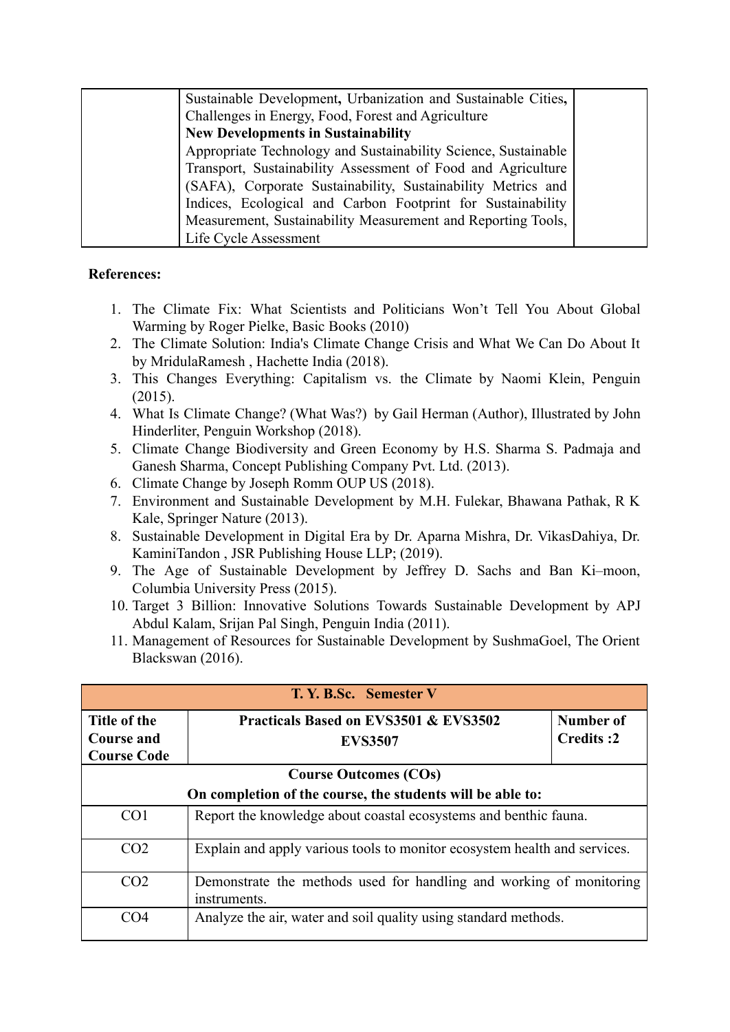| | Sustainable Development**,** Urbanization and Sustainable Cities**,** Challenges in Energy, Food, Forest and Agriculture<br>**New Developments in Sustainability**<br>Appropriate Technology and Sustainability Science, Sustainable Transport, Sustainability Assessment of Food and Agriculture (SAFA), Corporate Sustainability, Sustainability Metrics and Indices, Ecological and Carbon Footprint for Sustainability Measurement, Sustainability Measurement and Reporting Tools, Life Cycle Assessment | |
|---|---|---|

**References:**

1. The Climate Fix: What Scientists and Politicians Won't Tell You About Global Warming by Roger Pielke, Basic Books (2010)
2. The Climate Solution: India's Climate Change Crisis and What We Can Do About It by MridulaRamesh , Hachette India (2018).
3. This Changes Everything: Capitalism vs. the Climate by Naomi Klein, Penguin (2015).
4. What Is Climate Change? (What Was?) by Gail Herman (Author), Illustrated by John Hinderliter, Penguin Workshop (2018).
5. Climate Change Biodiversity and Green Economy by H.S. Sharma S. Padmaja and Ganesh Sharma, Concept Publishing Company Pvt. Ltd. (2013).
6. Climate Change by Joseph Romm OUP US (2018).
7. Environment and Sustainable Development by M.H. Fulekar, Bhawana Pathak, R K Kale, Springer Nature (2013).
8. Sustainable Development in Digital Era by Dr. Aparna Mishra, Dr. VikasDahiya, Dr. KaminiTandon , JSR Publishing House LLP; (2019).
9. The Age of Sustainable Development by Jeffrey D. Sachs and Ban Ki–moon, Columbia University Press (2015).
10. Target 3 Billion: Innovative Solutions Towards Sustainable Development by APJ Abdul Kalam, Srijan Pal Singh, Penguin India (2011).
11. Management of Resources for Sustainable Development by SushmaGoel, The Orient Blackswan (2016).

| **T. Y. B.Sc. Semester V** | | |
|---|---|---|
| **Title of the Course and Course Code** | **Practicals Based on EVS3501 & EVS3502**<br>**EVS3507** | **Number of Credits :2** |
| **Course Outcomes (COs)**<br>**On completion of the course, the students will be able to:** | | |
| CO1 | Report the knowledge about coastal ecosystems and benthic fauna. | |
| CO2 | Explain and apply various tools to monitor ecosystem health and services. | |
| CO2 | Demonstrate the methods used for handling and working of monitoring instruments. | |
| CO4 | Analyze the air, water and soil quality using standard methods. | |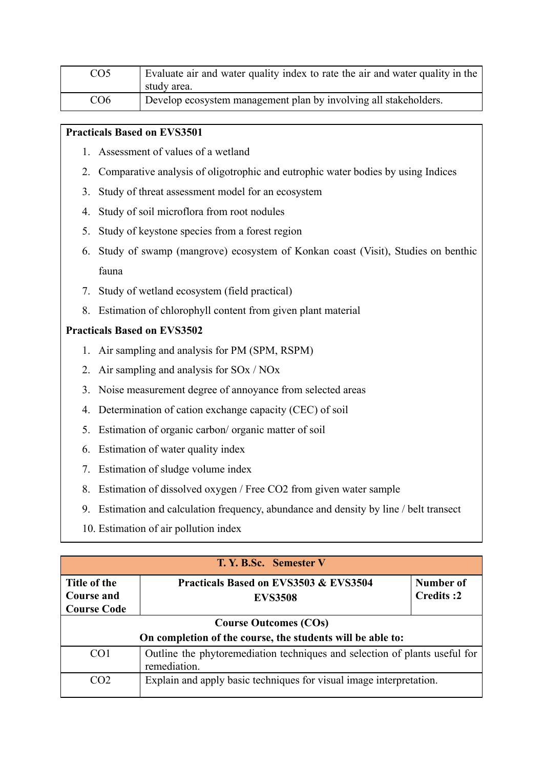| | |
|---|---|
| CO5 | Evaluate air and water quality index to rate the air and water quality in the study area. |
| CO6 | Develop ecosystem management plan by involving all stakeholders. |

**Practicals Based on EVS3501**

1. Assessment of values of a wetland
2. Comparative analysis of oligotrophic and eutrophic water bodies by using Indices
3. Study of threat assessment model for an ecosystem
4. Study of soil microflora from root nodules
5. Study of keystone species from a forest region
6. Study of swamp (mangrove) ecosystem of Konkan coast (Visit), Studies on benthic fauna
7. Study of wetland ecosystem (field practical)
8. Estimation of chlorophyll content from given plant material

**Practicals Based on EVS3502**

1. Air sampling and analysis for PM (SPM, RSPM)
2. Air sampling and analysis for SOx / NOx
3. Noise measurement degree of annoyance from selected areas
4. Determination of cation exchange capacity (CEC) of soil
5. Estimation of organic carbon/ organic matter of soil
6. Estimation of water quality index
7. Estimation of sludge volume index
8. Estimation of dissolved oxygen / Free $CO_2$ from given water sample
9. Estimation and calculation frequency, abundance and density by line / belt transect
10. Estimation of air pollution index

| **T. Y. B.Sc. Semester V** | | |
|---|---|---|
| **Title of the Course and Course Code** | **Practicals Based on EVS3503 & EVS3504 EVS3508** | **Number of Credits :2** |
| **Course Outcomes (COs)** **On completion of the course, the students will be able to:** | | |
| CO1 | Outline the phytoremediation techniques and selection of plants useful for remediation. | |
| CO2 | Explain and apply basic techniques for visual image interpretation. | |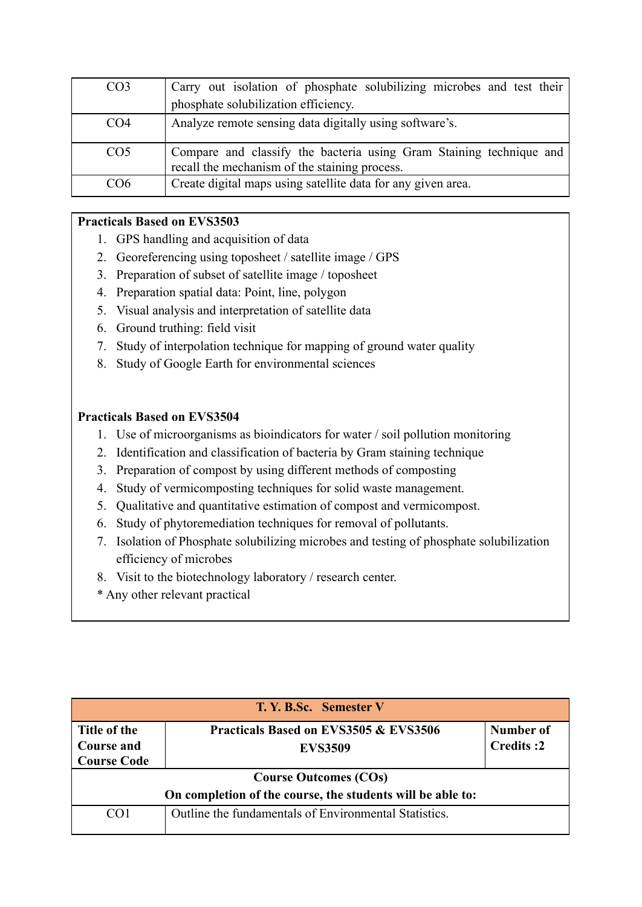| | |
|---|---|
| CO3 | Carry out isolation of phosphate solubilizing microbes and test their phosphate solubilization efficiency. |
| CO4 | Analyze remote sensing data digitally using software's. |
| CO5 | Compare and classify the bacteria using Gram Staining technique and recall the mechanism of the staining process. |
| CO6 | Create digital maps using satellite data for any given area. |

**Practicals Based on EVS3503**

1. GPS handling and acquisition of data
2. Georeferencing using toposheet / satellite image / GPS
3. Preparation of subset of satellite image / toposheet
4. Preparation spatial data: Point, line, polygon
5. Visual analysis and interpretation of satellite data
6. Ground truthing: field visit
7. Study of interpolation technique for mapping of ground water quality
8. Study of Google Earth for environmental sciences

**Practicals Based on EVS3504**

1. Use of microorganisms as bioindicators for water / soil pollution monitoring
2. Identification and classification of bacteria by Gram staining technique
3. Preparation of compost by using different methods of composting
4. Study of vermicomposting techniques for solid waste management.
5. Qualitative and quantitative estimation of compost and vermicompost.
6. Study of phytoremediation techniques for removal of pollutants.
7. Isolation of Phosphate solubilizing microbes and testing of phosphate solubilization efficiency of microbes
8. Visit to the biotechnology laboratory / research center.

* Any other relevant practical

| **T. Y. B.Sc. Semester V** | | |
|---|---|---|
| **Title of the Course and Course Code** | **Practicals Based on EVS3505 & EVS3506 EVS3509** | **Number of Credits :2** |
| **Course Outcomes (COs)** **On completion of the course, the students will be able to:** | | |
| CO1 | Outline the fundamentals of Environmental Statistics. | |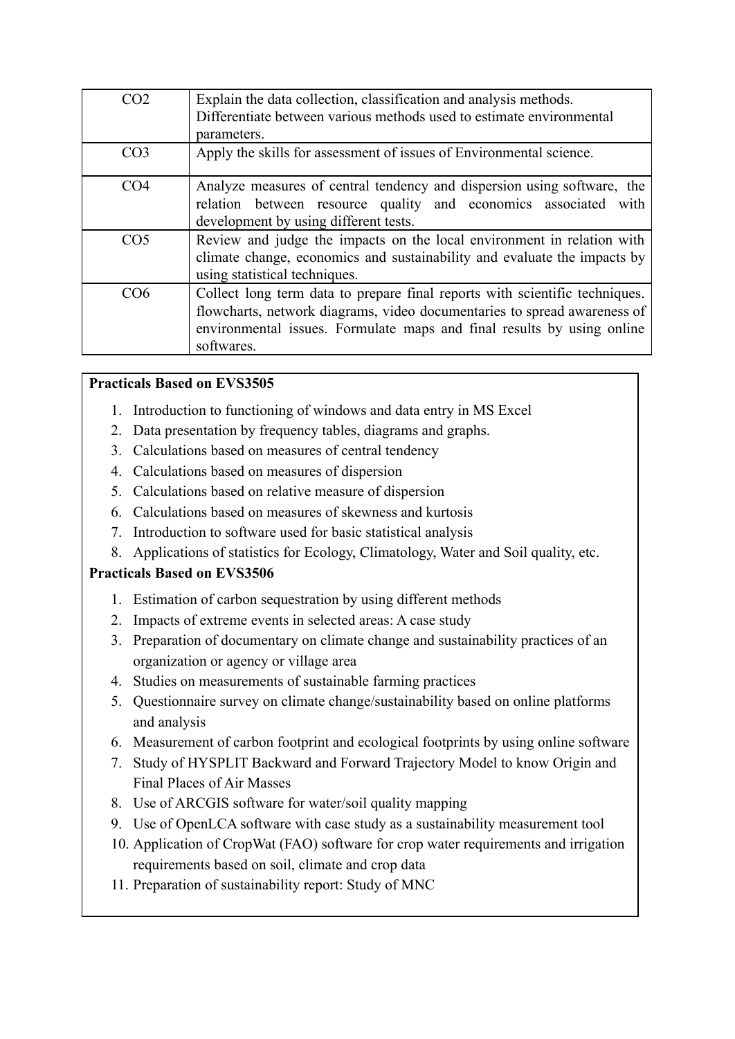| | |
|---|---|
| CO2 | Explain the data collection, classification and analysis methods. Differentiate between various methods used to estimate environmental parameters. |
| CO3 | Apply the skills for assessment of issues of Environmental science. |
| CO4 | Analyze measures of central tendency and dispersion using software, the relation between resource quality and economics associated with development by using different tests. |
| CO5 | Review and judge the impacts on the local environment in relation with climate change, economics and sustainability and evaluate the impacts by using statistical techniques. |
| CO6 | Collect long term data to prepare final reports with scientific techniques. flowcharts, network diagrams, video documentaries to spread awareness of environmental issues. Formulate maps and final results by using online softwares. |

**Practicals Based on EVS3505**

1. Introduction to functioning of windows and data entry in MS Excel
2. Data presentation by frequency tables, diagrams and graphs.
3. Calculations based on measures of central tendency
4. Calculations based on measures of dispersion
5. Calculations based on relative measure of dispersion
6. Calculations based on measures of skewness and kurtosis
7. Introduction to software used for basic statistical analysis
8. Applications of statistics for Ecology, Climatology, Water and Soil quality, etc.

**Practicals Based on EVS3506**

1. Estimation of carbon sequestration by using different methods
2. Impacts of extreme events in selected areas: A case study
3. Preparation of documentary on climate change and sustainability practices of an organization or agency or village area
4. Studies on measurements of sustainable farming practices
5. Questionnaire survey on climate change/sustainability based on online platforms and analysis
6. Measurement of carbon footprint and ecological footprints by using online software
7. Study of HYSPLIT Backward and Forward Trajectory Model to know Origin and Final Places of Air Masses
8. Use of ARCGIS software for water/soil quality mapping
9. Use of OpenLCA software with case study as a sustainability measurement tool
10. Application of CropWat (FAO) software for crop water requirements and irrigation requirements based on soil, climate and crop data
11. Preparation of sustainability report: Study of MNC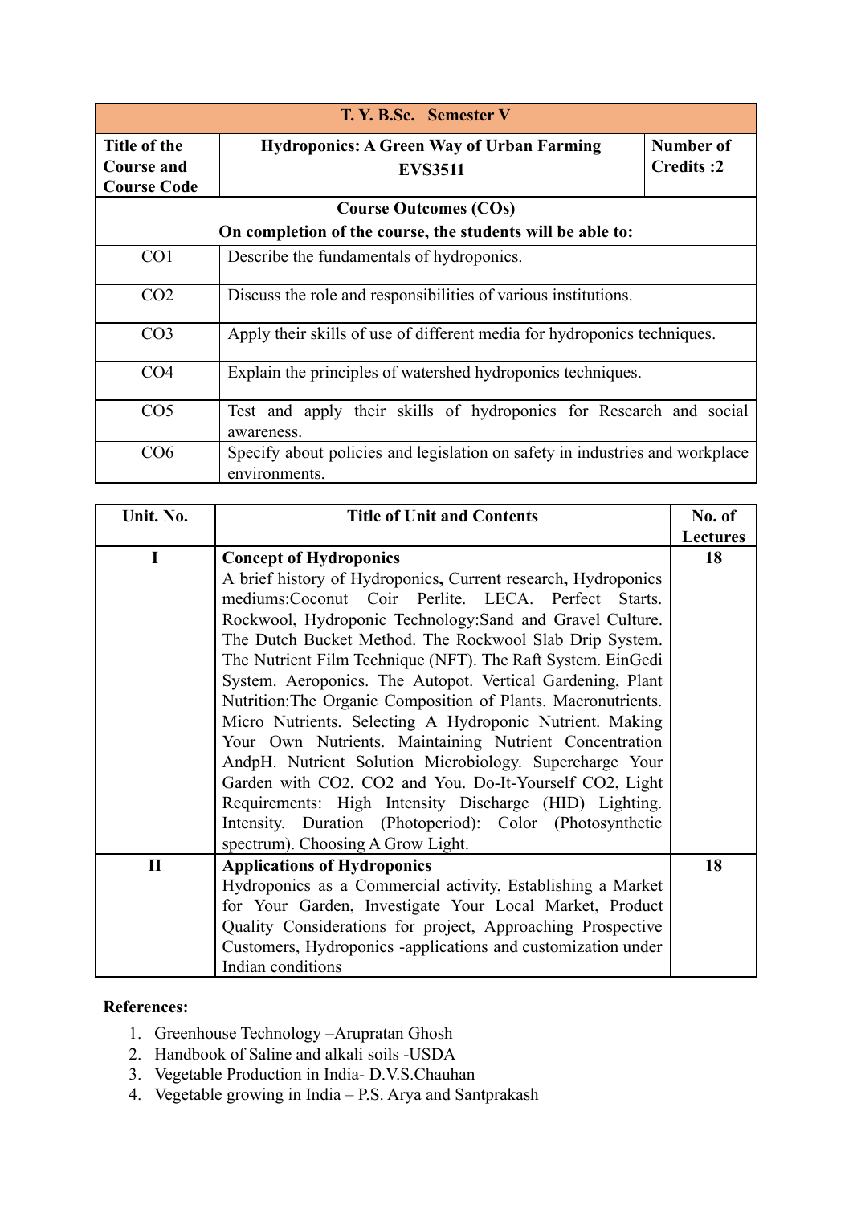| T. Y. B.Sc. Semester V | | |
|---|---|---|
| **Title of the Course and Course Code** | **Hydroponics: A Green Way of Urban Farming EVS3511** | **Number of Credits :2** |

| **Course Outcomes (COs)**<br>**On completion of the course, the students will be able to:** | |
|---|---|
| CO1 | Describe the fundamentals of hydroponics. |
| CO2 | Discuss the role and responsibilities of various institutions. |
| CO3 | Apply their skills of use of different media for hydroponics techniques. |
| CO4 | Explain the principles of watershed hydroponics techniques. |
| CO5 | Test and apply their skills of hydroponics for Research and social awareness. |
| CO6 | Specify about policies and legislation on safety in industries and workplace environments. |

| Unit. No. | Title of Unit and Contents | No. of Lectures |
|---|---|---|
| **I** | **Concept of Hydroponics**<br>A brief history of Hydroponics, Current research, Hydroponics mediums:Coconut Coir Perlite. LECA. Perfect Starts. Rockwool, Hydroponic Technology:Sand and Gravel Culture. The Dutch Bucket Method. The Rockwool Slab Drip System. The Nutrient Film Technique (NFT). The Raft System. EinGedi System. Aeroponics. The Autopot. Vertical Gardening, Plant Nutrition:The Organic Composition of Plants. Macronutrients. Micro Nutrients. Selecting A Hydroponic Nutrient. Making Your Own Nutrients. Maintaining Nutrient Concentration AndpH. Nutrient Solution Microbiology. Supercharge Your Garden with $CO_2$. $CO_2$ and You. Do-It-Yourself $CO_2$, Light Requirements: High Intensity Discharge (HID) Lighting. Intensity. Duration (Photoperiod): Color (Photosynthetic spectrum). Choosing A Grow Light. | **18** |
| **II** | **Applications of Hydroponics**<br>Hydroponics as a Commercial activity, Establishing a Market for Your Garden, Investigate Your Local Market, Product Quality Considerations for project, Approaching Prospective Customers, Hydroponics -applications and customization under Indian conditions | **18** |

**References:**

1. Greenhouse Technology –Arupratan Ghosh
2. Handbook of Saline and alkali soils -USDA
3. Vegetable Production in India- D.V.S.Chauhan
4. Vegetable growing in India – P.S. Arya and Santprakash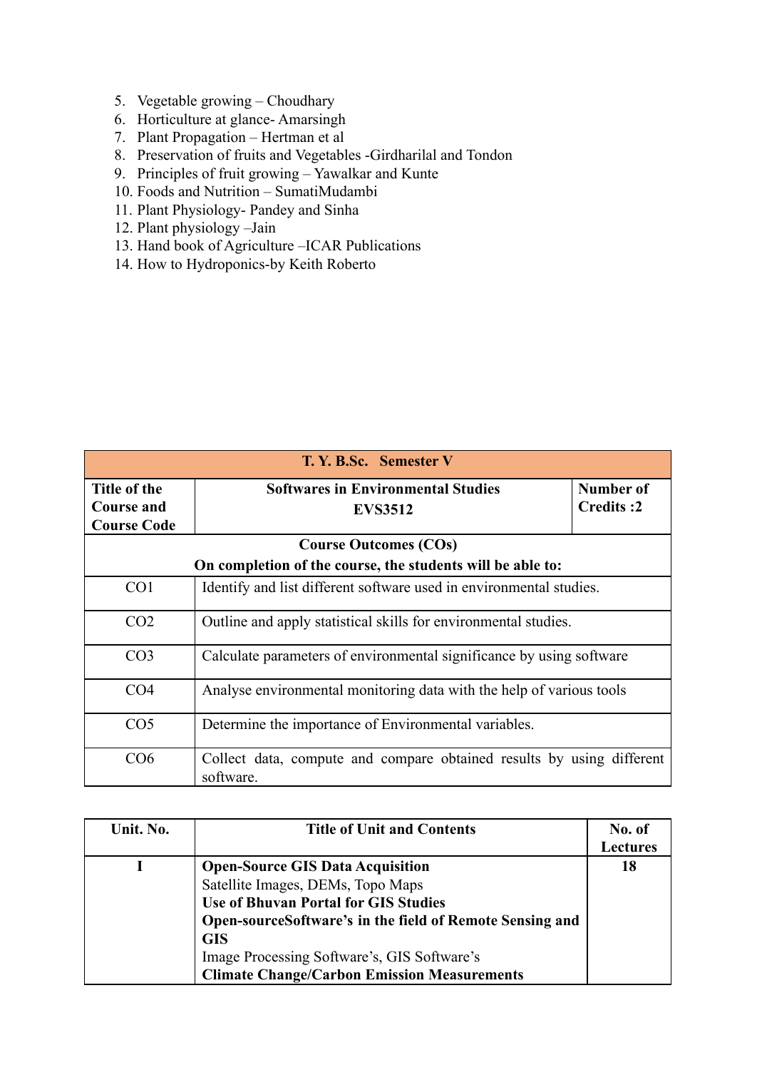5. Vegetable growing – Choudhary
6. Horticulture at glance- Amarsingh
7. Plant Propagation – Hertman et al
8. Preservation of fruits and Vegetables -Girdharilal and Tondon
9. Principles of fruit growing – Yawalkar and Kunte
10. Foods and Nutrition – SumatiMudambi
11. Plant Physiology- Pandey and Sinha
12. Plant physiology –Jain
13. Hand book of Agriculture –ICAR Publications
14. How to Hydroponics-by Keith Roberto

| **T. Y. B.Sc. Semester V** | | |
|---|---|---|
| **Title of the Course and Course Code** | **Softwares in Environmental Studies EVS3512** | **Number of Credits :2** |
| **Course Outcomes (COs)** **On completion of the course, the students will be able to:** | | |
| CO1 | Identify and list different software used in environmental studies. | |
| CO2 | Outline and apply statistical skills for environmental studies. | |
| CO3 | Calculate parameters of environmental significance by using software | |
| CO4 | Analyse environmental monitoring data with the help of various tools | |
| CO5 | Determine the importance of Environmental variables. | |
| CO6 | Collect data, compute and compare obtained results by using different software. | |

| Unit. No. | Title of Unit and Contents | No. of Lectures |
|---|---|---|
| **I** | **Open-Source GIS Data Acquisition**<br>Satellite Images, DEMs, Topo Maps<br>**Use of Bhuvan Portal for GIS Studies**<br>**Open-sourceSoftware's in the field of Remote Sensing and GIS**<br>Image Processing Software's, GIS Software's<br>**Climate Change/Carbon Emission Measurements** | **18** |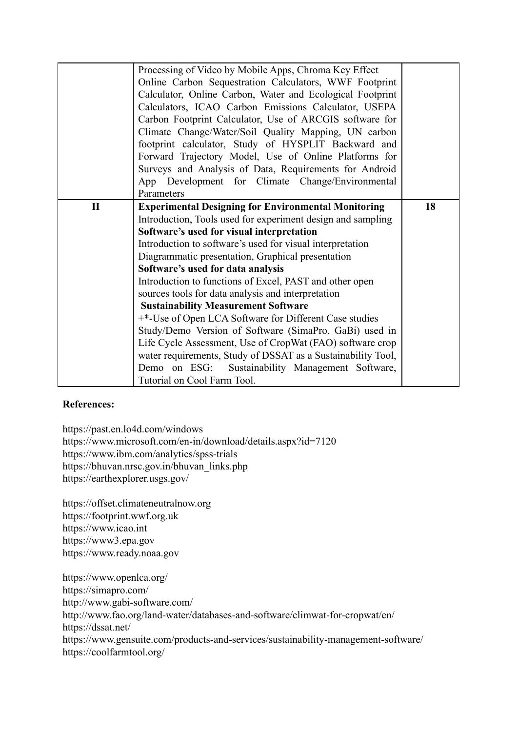|  |  |  |
| --- | --- | --- |
|  | Processing of Video by Mobile Apps, Chroma Key Effect<br>Online Carbon Sequestration Calculators, WWF Footprint Calculator, Online Carbon, Water and Ecological Footprint Calculators, ICAO Carbon Emissions Calculator, USEPA Carbon Footprint Calculator, Use of ARCGIS software for Climate Change/Water/Soil Quality Mapping, UN carbon footprint calculator, Study of HYSPLIT Backward and Forward Trajectory Model, Use of Online Platforms for Surveys and Analysis of Data, Requirements for Android App Development for Climate Change/Environmental Parameters |  |
| **II** | **Experimental Designing for Environmental Monitoring**<br>Introduction, Tools used for experiment design and sampling<br>**Software's used for visual interpretation**<br>Introduction to software's used for visual interpretation<br>Diagrammatic presentation, Graphical presentation<br>**Software's used for data analysis**<br>Introduction to functions of Excel, PAST and other open sources tools for data analysis and interpretation<br>**Sustainability Measurement Software**<br>+*-Use of Open LCA Software for Different Case studies<br>Study/Demo Version of Software (SimaPro, GaBi) used in Life Cycle Assessment, Use of CropWat (FAO) software crop water requirements, Study of DSSAT as a Sustainability Tool, Demo on ESG: Sustainability Management Software, Tutorial on Cool Farm Tool. | **18** |

**References:**

https://past.en.lo4d.com/windows
https://www.microsoft.com/en-in/download/details.aspx?id=7120
https://www.ibm.com/analytics/spss-trials
https://bhuvan.nrsc.gov.in/bhuvan_links.php
https://earthexplorer.usgs.gov/

https://offset.climateneutralnow.org
https://footprint.wwf.org.uk
https://www.icao.int
https://www3.epa.gov
https://www.ready.noaa.gov

https://www.openlca.org/
https://simapro.com/
http://www.gabi-software.com/
http://www.fao.org/land-water/databases-and-software/climwat-for-cropwat/en/
https://dssat.net/
https://www.gensuite.com/products-and-services/sustainability-management-software/
https://coolfarmtool.org/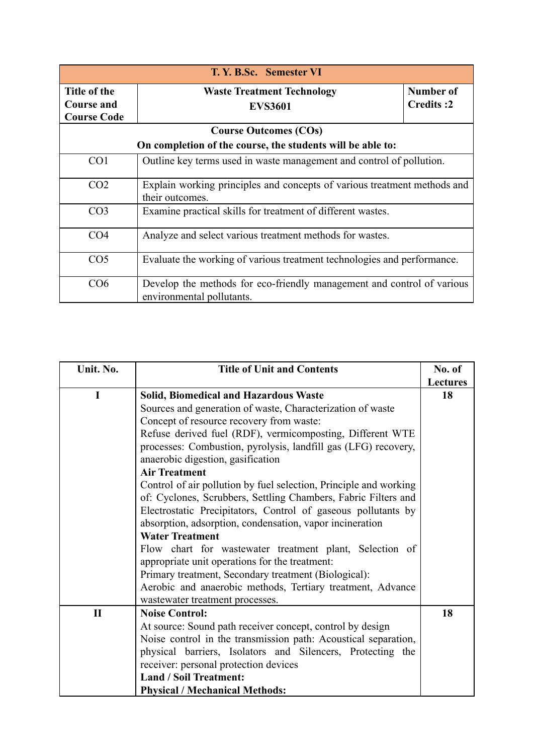| T. Y. B.Sc. Semester VI | | |
|---|---|---|
| **Title of the Course and Course Code** | **Waste Treatment Technology EVS3601** | **Number of Credits :2** |
| **Course Outcomes (COs)** **On completion of the course, the students will be able to:** | | |
| CO1 | Outline key terms used in waste management and control of pollution. | |
| CO2 | Explain working principles and concepts of various treatment methods and their outcomes. | |
| CO3 | Examine practical skills for treatment of different wastes. | |
| CO4 | Analyze and select various treatment methods for wastes. | |
| CO5 | Evaluate the working of various treatment technologies and performance. | |
| CO6 | Develop the methods for eco-friendly management and control of various environmental pollutants. | |

| Unit. No. | Title of Unit and Contents | No. of Lectures |
|---|---|---|
| I | **Solid, Biomedical and Hazardous Waste**<br>Sources and generation of waste, Characterization of waste<br>Concept of resource recovery from waste:<br>Refuse derived fuel (RDF), vermicomposting, Different WTE processes: Combustion, pyrolysis, landfill gas (LFG) recovery, anaerobic digestion, gasification<br>**Air Treatment**<br>Control of air pollution by fuel selection, Principle and working of: Cyclones, Scrubbers, Settling Chambers, Fabric Filters and Electrostatic Precipitators, Control of gaseous pollutants by absorption, adsorption, condensation, vapor incineration<br>**Water Treatment**<br>Flow chart for wastewater treatment plant, Selection of appropriate unit operations for the treatment:<br>Primary treatment, Secondary treatment (Biological):<br>Aerobic and anaerobic methods, Tertiary treatment, Advance wastewater treatment processes. | 18 |
| II | **Noise Control:**<br>At source: Sound path receiver concept, control by design<br>Noise control in the transmission path: Acoustical separation, physical barriers, Isolators and Silencers, Protecting the receiver: personal protection devices<br>**Land / Soil Treatment:**<br>**Physical / Mechanical Methods:** | 18 |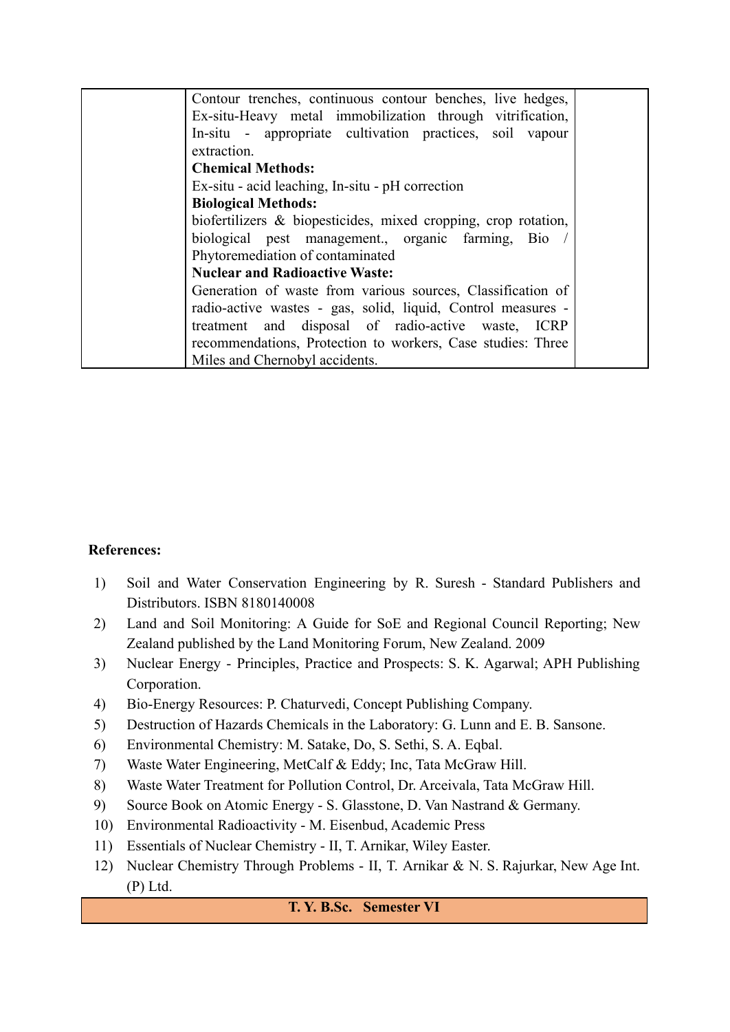| | Contour trenches, continuous contour benches, live hedges, Ex-situ-Heavy metal immobilization through vitrification, In-situ - appropriate cultivation practices, soil vapour extraction.<br>**Chemical Methods:**<br>Ex-situ - acid leaching, In-situ - pH correction<br>**Biological Methods:**<br>biofertilizers & biopesticides, mixed cropping, crop rotation, biological pest management., organic farming, Bio / Phytoremediation of contaminated<br>**Nuclear and Radioactive Waste:**<br>Generation of waste from various sources, Classification of radio-active wastes - gas, solid, liquid, Control measures - treatment and disposal of radio-active waste, ICRP recommendations, Protection to workers, Case studies: Three Miles and Chernobyl accidents. | |
|---|---|---|

**References:**

1) Soil and Water Conservation Engineering by R. Suresh - Standard Publishers and Distributors. ISBN 8180140008
2) Land and Soil Monitoring: A Guide for SoE and Regional Council Reporting; New Zealand published by the Land Monitoring Forum, New Zealand. 2009
3) Nuclear Energy - Principles, Practice and Prospects: S. K. Agarwal; APH Publishing Corporation.
4) Bio-Energy Resources: P. Chaturvedi, Concept Publishing Company.
5) Destruction of Hazards Chemicals in the Laboratory: G. Lunn and E. B. Sansone.
6) Environmental Chemistry: M. Satake, Do, S. Sethi, S. A. Eqbal.
7) Waste Water Engineering, MetCalf & Eddy; Inc, Tata McGraw Hill.
8) Waste Water Treatment for Pollution Control, Dr. Arceivala, Tata McGraw Hill.
9) Source Book on Atomic Energy - S. Glasstone, D. Van Nastrand & Germany.
10) Environmental Radioactivity - M. Eisenbud, Academic Press
11) Essentials of Nuclear Chemistry - II, T. Arnikar, Wiley Easter.
12) Nuclear Chemistry Through Problems - II, T. Arnikar & N. S. Rajurkar, New Age Int. (P) Ltd.

| **T. Y. B.Sc. Semester VI** |
|---|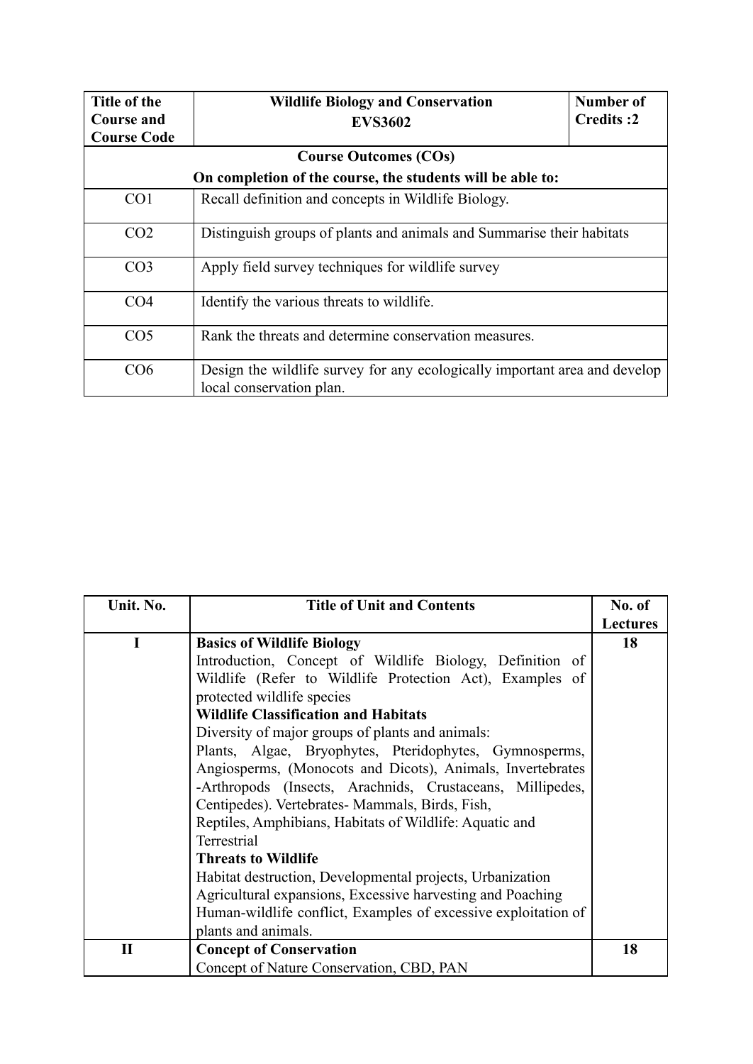| Title of the Course and Course Code | Wildlife Biology and Conservation EVS3602 | Number of Credits :2 |
|---|---|---|
| **Course Outcomes (COs)** On completion of the course, the students will be able to: | | |
| CO1 | Recall definition and concepts in Wildlife Biology. | |
| CO2 | Distinguish groups of plants and animals and Summarise their habitats | |
| CO3 | Apply field survey techniques for wildlife survey | |
| CO4 | Identify the various threats to wildlife. | |
| CO5 | Rank the threats and determine conservation measures. | |
| CO6 | Design the wildlife survey for any ecologically important area and develop local conservation plan. | |

| Unit. No. | Title of Unit and Contents | No. of Lectures |
|---|---|---|
| I | **Basics of Wildlife Biology**<br>Introduction, Concept of Wildlife Biology, Definition of Wildlife (Refer to Wildlife Protection Act), Examples of protected wildlife species<br>**Wildlife Classification and Habitats**<br>Diversity of major groups of plants and animals:<br>Plants, Algae, Bryophytes, Pteridophytes, Gymnosperms, Angiosperms, (Monocots and Dicots), Animals, Invertebrates -Arthropods (Insects, Arachnids, Crustaceans, Millipedes, Centipedes). Vertebrates- Mammals, Birds, Fish, Reptiles, Amphibians, Habitats of Wildlife: Aquatic and Terrestrial<br>**Threats to Wildlife**<br>Habitat destruction, Developmental projects, Urbanization Agricultural expansions, Excessive harvesting and Poaching Human-wildlife conflict, Examples of excessive exploitation of plants and animals. | 18 |
| II | **Concept of Conservation**<br>Concept of Nature Conservation, CBD, PAN | 18 |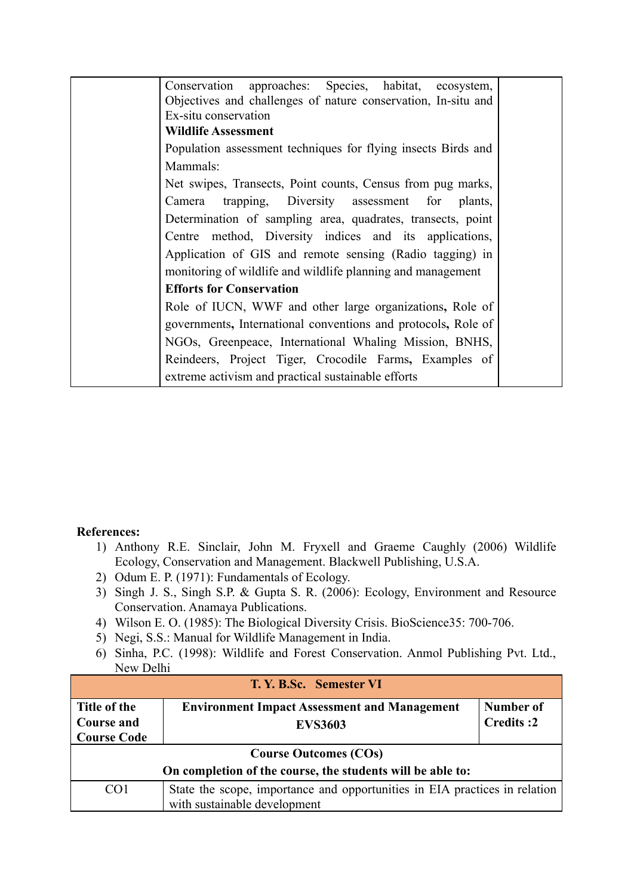| | Conservation approaches: Species, habitat, ecosystem, Objectives and challenges of nature conservation, In-situ and Ex-situ conservation<br>**Wildlife Assessment**<br>Population assessment techniques for flying insects Birds and Mammals:<br>Net swipes, Transects, Point counts, Census from pug marks, Camera trapping, Diversity assessment for plants, Determination of sampling area, quadrates, transects, point Centre method, Diversity indices and its applications, Application of GIS and remote sensing (Radio tagging) in monitoring of wildlife and wildlife planning and management<br>**Efforts for Conservation**<br>Role of IUCN, WWF and other large organizations**,** Role of governments**,** International conventions and protocols**,** Role of NGOs, Greenpeace, International Whaling Mission, BNHS, Reindeers, Project Tiger, Crocodile Farms**,** Examples of extreme activism and practical sustainable efforts | |
|---|---|---|

**References:**

1) Anthony R.E. Sinclair, John M. Fryxell and Graeme Caughly (2006) Wildlife Ecology, Conservation and Management. Blackwell Publishing, U.S.A.
2) Odum E. P. (1971): Fundamentals of Ecology.
3) Singh J. S., Singh S.P. & Gupta S. R. (2006): Ecology, Environment and Resource Conservation. Anamaya Publications.
4) Wilson E. O. (1985): The Biological Diversity Crisis. BioScience35: 700-706.
5) Negi, S.S.: Manual for Wildlife Management in India.
6) Sinha, P.C. (1998): Wildlife and Forest Conservation. Anmol Publishing Pvt. Ltd., New Delhi

| **T. Y. B.Sc. Semester VI** | | |
|---|---|---|
| **Title of the Course and Course Code** | **Environment Impact Assessment and Management EVS3603** | **Number of Credits :2** |
| **Course Outcomes (COs)**<br>**On completion of the course, the students will be able to:** | | |
| CO1 | State the scope, importance and opportunities in EIA practices in relation with sustainable development | |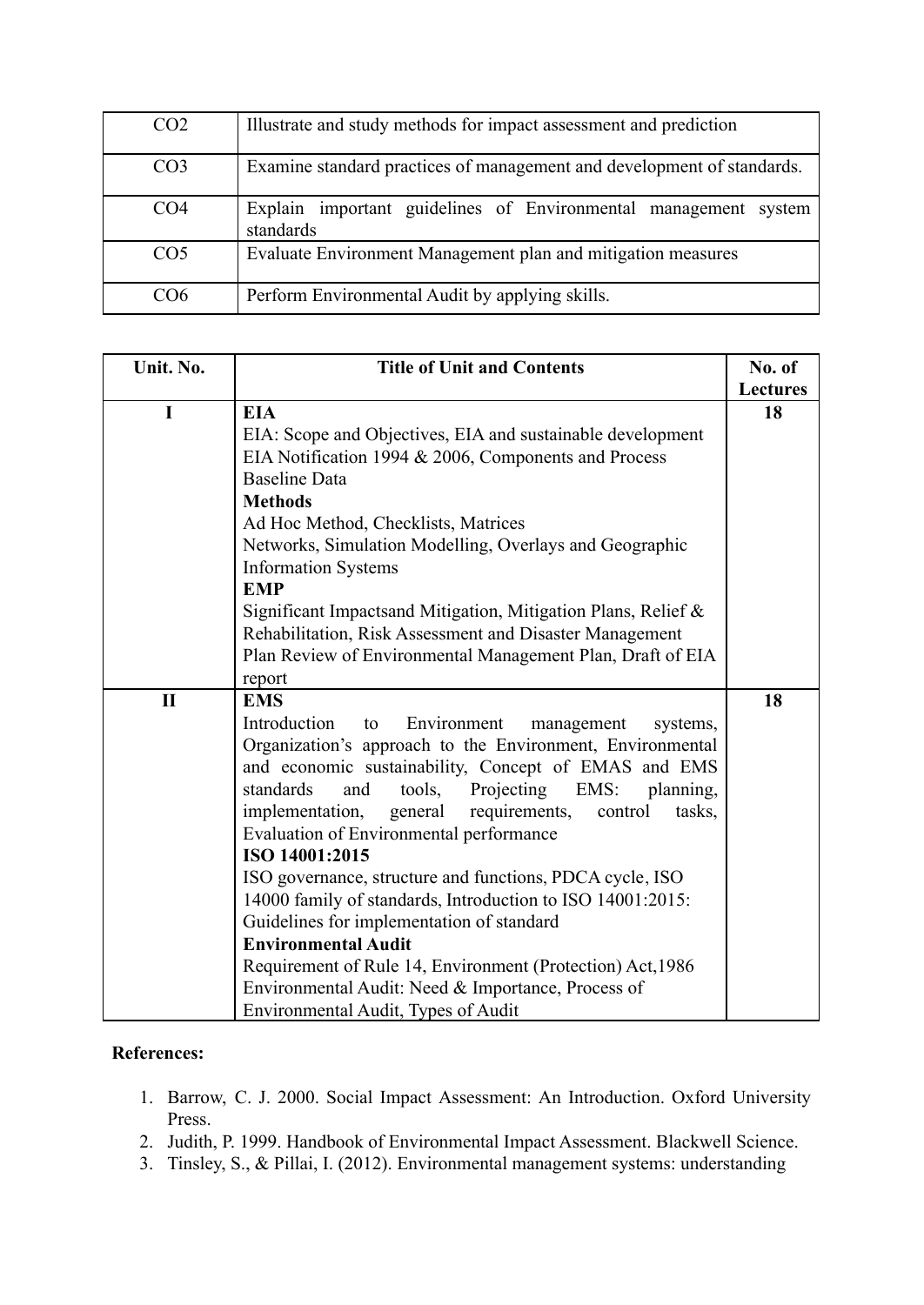| | |
|---|---|
| CO2 | Illustrate and study methods for impact assessment and prediction |
| CO3 | Examine standard practices of management and development of standards. |
| CO4 | Explain important guidelines of Environmental management system standards |
| CO5 | Evaluate Environment Management plan and mitigation measures |
| CO6 | Perform Environmental Audit by applying skills. |

| Unit. No. | Title of Unit and Contents | No. of Lectures |
|---|---|---|
| **I** | **EIA**<br>EIA: Scope and Objectives, EIA and sustainable development<br>EIA Notification 1994 & 2006, Components and Process<br>Baseline Data<br>**Methods**<br>Ad Hoc Method, Checklists, Matrices<br>Networks, Simulation Modelling, Overlays and Geographic Information Systems<br>**EMP**<br>Significant Impactsand Mitigation, Mitigation Plans, Relief & Rehabilitation, Risk Assessment and Disaster Management Plan Review of Environmental Management Plan, Draft of EIA report | **18** |
| **II** | **EMS**<br>Introduction to Environment management systems, Organization's approach to the Environment, Environmental and economic sustainability, Concept of EMAS and EMS standards and tools, Projecting EMS: planning, implementation, general requirements, control tasks, Evaluation of Environmental performance<br>**ISO 14001:2015**<br>ISO governance, structure and functions, PDCA cycle, ISO 14000 family of standards, Introduction to ISO 14001:2015: Guidelines for implementation of standard<br>**Environmental Audit**<br>Requirement of Rule 14, Environment (Protection) Act,1986<br>Environmental Audit: Need & Importance, Process of Environmental Audit, Types of Audit | **18** |

**References:**

1. Barrow, C. J. 2000. Social Impact Assessment: An Introduction. Oxford University Press.
2. Judith, P. 1999. Handbook of Environmental Impact Assessment. Blackwell Science.
3. Tinsley, S., & Pillai, I. (2012). Environmental management systems: understanding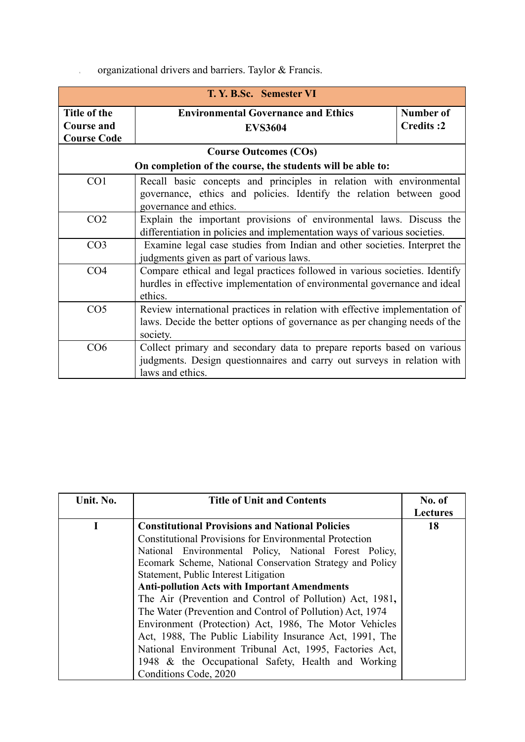organizational drivers and barriers. Taylor & Francis.

| **T. Y. B.Sc. Semester VI** | | |
|---|---|---|
| **Title of the Course and Course Code** | **Environmental Governance and Ethics EVS3604** | **Number of Credits :2** |

**Course Outcomes (COs)**
**On completion of the course, the students will be able to:**

| | |
|---|---|
| CO1 | Recall basic concepts and principles in relation with environmental governance, ethics and policies. Identify the relation between good governance and ethics. |
| CO2 | Explain the important provisions of environmental laws. Discuss the differentiation in policies and implementation ways of various societies. |
| CO3 | Examine legal case studies from Indian and other societies. Interpret the judgments given as part of various laws. |
| CO4 | Compare ethical and legal practices followed in various societies. Identify hurdles in effective implementation of environmental governance and ideal ethics. |
| CO5 | Review international practices in relation with effective implementation of laws. Decide the better options of governance as per changing needs of the society. |
| CO6 | Collect primary and secondary data to prepare reports based on various judgments. Design questionnaires and carry out surveys in relation with laws and ethics. |

| Unit. No. | Title of Unit and Contents | No. of Lectures |
|---|---|---|
| **I** | **Constitutional Provisions and National Policies**<br>Constitutional Provisions for Environmental Protection<br>National Environmental Policy, National Forest Policy, Ecomark Scheme, National Conservation Strategy and Policy Statement, Public Interest Litigation<br>**Anti-pollution Acts with Important Amendments**<br>The Air (Prevention and Control of Pollution) Act, 1981**,** The Water (Prevention and Control of Pollution) Act, 1974 Environment (Protection) Act, 1986, The Motor Vehicles Act, 1988, The Public Liability Insurance Act, 1991, The National Environment Tribunal Act, 1995, Factories Act, 1948 & the Occupational Safety, Health and Working Conditions Code, 2020 | **18** |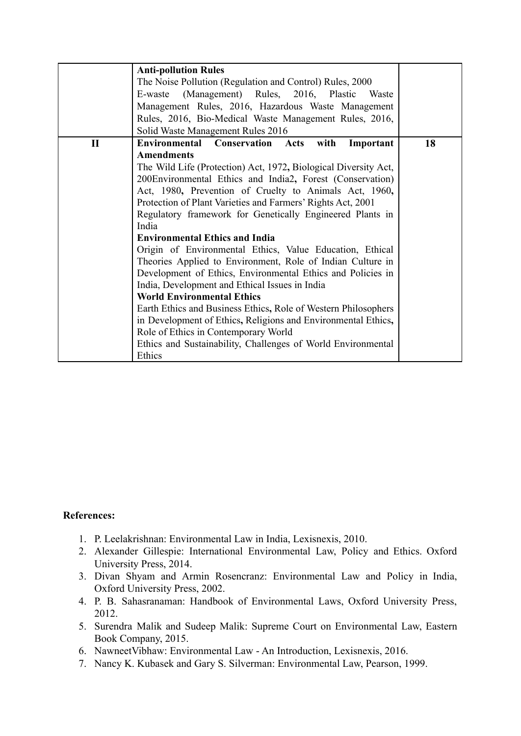| | | |
|---|---|---|
| | **Anti-pollution Rules**<br>The Noise Pollution (Regulation and Control) Rules, 2000<br>E-waste (Management) Rules, 2016, Plastic Waste Management Rules, 2016, Hazardous Waste Management Rules, 2016, Bio-Medical Waste Management Rules, 2016, Solid Waste Management Rules 2016 | |
| **II** | **Environmental Conservation Acts with Important Amendments**<br>The Wild Life (Protection) Act, 1972**,** Biological Diversity Act, 200Environmental Ethics and India2**,** Forest (Conservation) Act, 1980**,** Prevention of Cruelty to Animals Act, 1960**,** Protection of Plant Varieties and Farmers' Rights Act, 2001<br>Regulatory framework for Genetically Engineered Plants in India<br>**Environmental Ethics and India**<br>Origin of Environmental Ethics, Value Education, Ethical Theories Applied to Environment, Role of Indian Culture in Development of Ethics, Environmental Ethics and Policies in India, Development and Ethical Issues in India<br>**World Environmental Ethics**<br>Earth Ethics and Business Ethics**,** Role of Western Philosophers in Development of Ethics**,** Religions and Environmental Ethics**,** Role of Ethics in Contemporary World<br>Ethics and Sustainability, Challenges of World Environmental Ethics | **18** |

**References:**

1. P. Leelakrishnan: Environmental Law in India, Lexisnexis, 2010.
2. Alexander Gillespie: International Environmental Law, Policy and Ethics. Oxford University Press, 2014.
3. Divan Shyam and Armin Rosencranz: Environmental Law and Policy in India, Oxford University Press, 2002.
4. P. B. Sahasranaman: Handbook of Environmental Laws, Oxford University Press, 2012.
5. Surendra Malik and Sudeep Malik: Supreme Court on Environmental Law, Eastern Book Company, 2015.
6. NawneetVibhaw: Environmental Law - An Introduction, Lexisnexis, 2016.
7. Nancy K. Kubasek and Gary S. Silverman: Environmental Law, Pearson, 1999.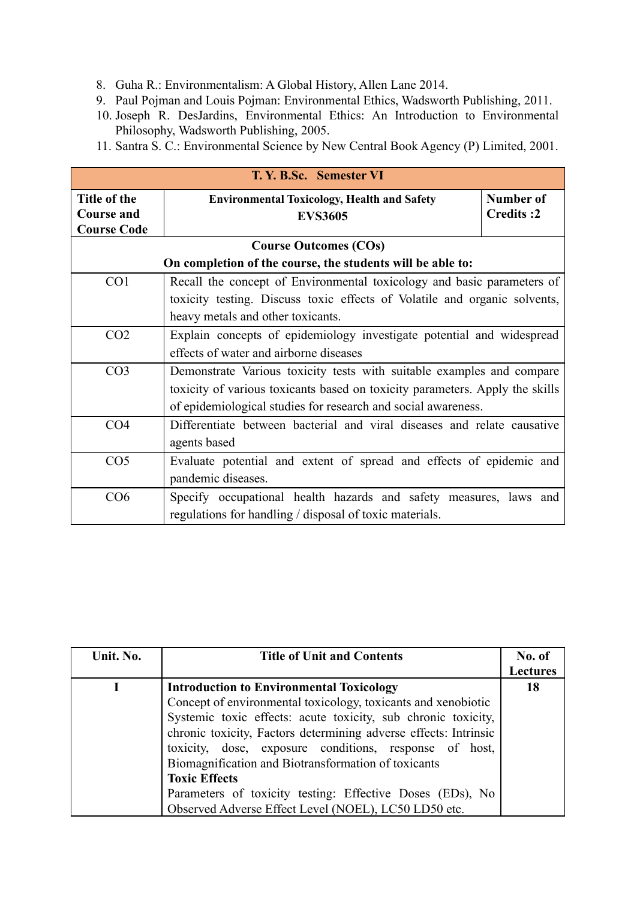8. Guha R.: Environmentalism: A Global History, Allen Lane 2014.
9. Paul Pojman and Louis Pojman: Environmental Ethics, Wadsworth Publishing, 2011.
10. Joseph R. DesJardins, Environmental Ethics: An Introduction to Environmental Philosophy, Wadsworth Publishing, 2005.
11. Santra S. C.: Environmental Science by New Central Book Agency (P) Limited, 2001.

| **T. Y. B.Sc. Semester VI** | | |
|---|---|---|
| **Title of the Course and Course Code** | **Environmental Toxicology, Health and Safety EVS3605** | **Number of Credits :2** |
| **Course Outcomes (COs)** **On completion of the course, the students will be able to:** | | |
| CO1 | Recall the concept of Environmental toxicology and basic parameters of toxicity testing. Discuss toxic effects of Volatile and organic solvents, heavy metals and other toxicants. | |
| CO2 | Explain concepts of epidemiology investigate potential and widespread effects of water and airborne diseases | |
| CO3 | Demonstrate Various toxicity tests with suitable examples and compare toxicity of various toxicants based on toxicity parameters. Apply the skills of epidemiological studies for research and social awareness. | |
| CO4 | Differentiate between bacterial and viral diseases and relate causative agents based | |
| CO5 | Evaluate potential and extent of spread and effects of epidemic and pandemic diseases. | |
| CO6 | Specify occupational health hazards and safety measures, laws and regulations for handling / disposal of toxic materials. | |

| Unit. No. | Title of Unit and Contents | No. of Lectures |
|---|---|---|
| **I** | **Introduction to Environmental Toxicology**<br>Concept of environmental toxicology, toxicants and xenobiotic Systemic toxic effects: acute toxicity, sub chronic toxicity, chronic toxicity, Factors determining adverse effects: Intrinsic toxicity, dose, exposure conditions, response of host, Biomagnification and Biotransformation of toxicants<br>**Toxic Effects**<br>Parameters of toxicity testing: Effective Doses (EDs), No Observed Adverse Effect Level (NOEL), LC50 LD50 etc. | **18** |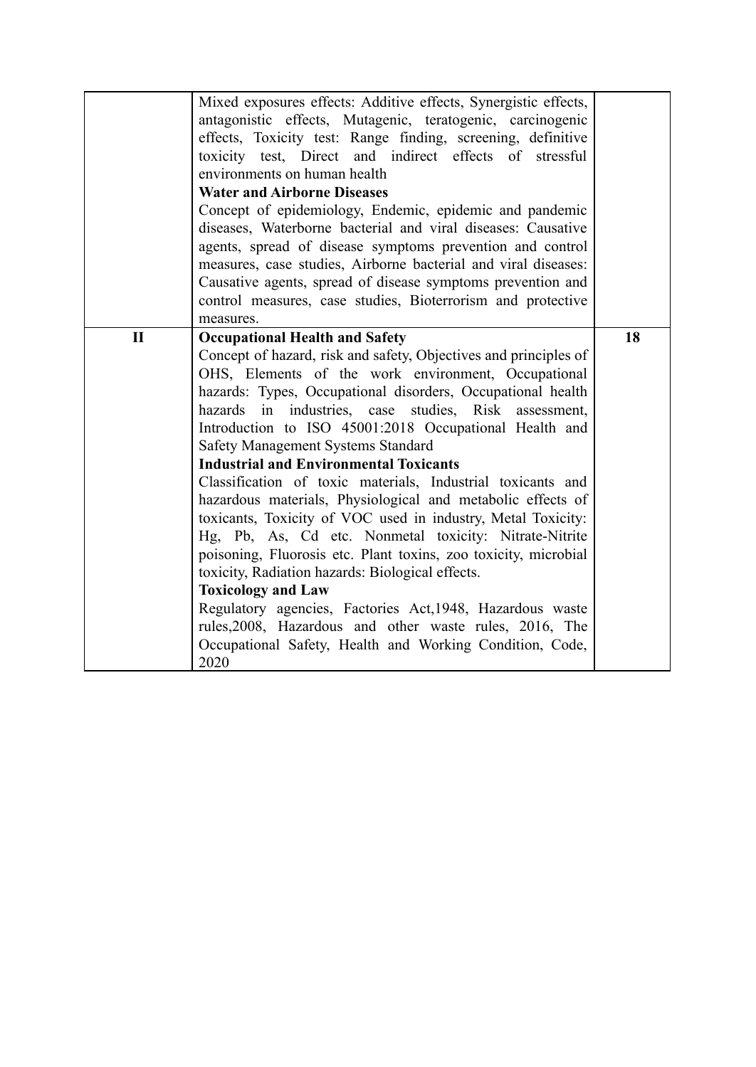| | | |
|---|---|---|
| | Mixed exposures effects: Additive effects, Synergistic effects, antagonistic effects, Mutagenic, teratogenic, carcinogenic effects, Toxicity test: Range finding, screening, definitive toxicity test, Direct and indirect effects of stressful environments on human health<br>**Water and Airborne Diseases**<br>Concept of epidemiology, Endemic, epidemic and pandemic diseases, Waterborne bacterial and viral diseases: Causative agents, spread of disease symptoms prevention and control measures, case studies, Airborne bacterial and viral diseases: Causative agents, spread of disease symptoms prevention and control measures, case studies, Bioterrorism and protective measures. | |
| **II** | **Occupational Health and Safety**<br>Concept of hazard, risk and safety, Objectives and principles of OHS, Elements of the work environment, Occupational hazards: Types, Occupational disorders, Occupational health hazards in industries, case studies, Risk assessment, Introduction to ISO 45001:2018 Occupational Health and Safety Management Systems Standard<br>**Industrial and Environmental Toxicants**<br>Classification of toxic materials, Industrial toxicants and hazardous materials, Physiological and metabolic effects of toxicants, Toxicity of VOC used in industry, Metal Toxicity: Hg, Pb, As, Cd etc. Nonmetal toxicity: Nitrate-Nitrite poisoning, Fluorosis etc. Plant toxins, zoo toxicity, microbial toxicity, Radiation hazards: Biological effects.<br>**Toxicology and Law**<br>Regulatory agencies, Factories Act,1948, Hazardous waste rules,2008, Hazardous and other waste rules, 2016, The Occupational Safety, Health and Working Condition, Code, 2020 | **18** |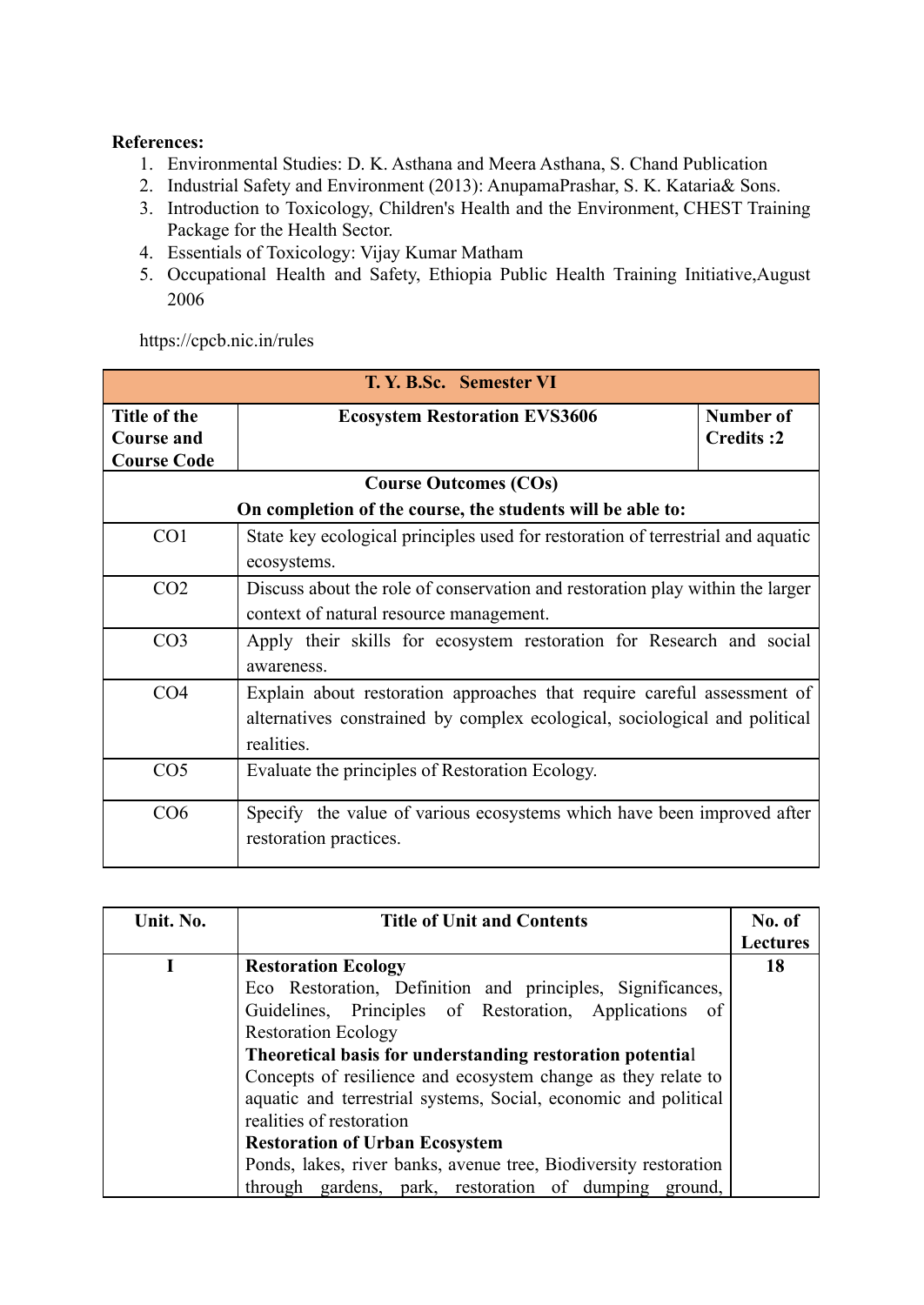**References:**

1. Environmental Studies: D. K. Asthana and Meera Asthana, S. Chand Publication
2. Industrial Safety and Environment (2013): AnupamaPrashar, S. K. Kataria& Sons.
3. Introduction to Toxicology, Children's Health and the Environment, CHEST Training Package for the Health Sector.
4. Essentials of Toxicology: Vijay Kumar Matham
5. Occupational Health and Safety, Ethiopia Public Health Training Initiative,August 2006

https://cpcb.nic.in/rules

| **T. Y. B.Sc. Semester VI** | | |
|---|---|---|
| **Title of the Course and Course Code** | **Ecosystem Restoration EVS3606** | **Number of Credits :2** |
| **Course Outcomes (COs)**<br>**On completion of the course, the students will be able to:** | | |
| CO1 | State key ecological principles used for restoration of terrestrial and aquatic ecosystems. | |
| CO2 | Discuss about the role of conservation and restoration play within the larger context of natural resource management. | |
| CO3 | Apply their skills for ecosystem restoration for Research and social awareness. | |
| CO4 | Explain about restoration approaches that require careful assessment of alternatives constrained by complex ecological, sociological and political realities. | |
| CO5 | Evaluate the principles of Restoration Ecology. | |
| CO6 | Specify the value of various ecosystems which have been improved after restoration practices. | |

| Unit. No. | Title of Unit and Contents | No. of Lectures |
|---|---|---|
| I | **Restoration Ecology**<br>Eco Restoration, Definition and principles, Significances, Guidelines, Principles of Restoration, Applications of Restoration Ecology<br>**Theoretical basis for understanding restoration potential**<br>Concepts of resilience and ecosystem change as they relate to aquatic and terrestrial systems, Social, economic and political realities of restoration<br>**Restoration of Urban Ecosystem**<br>Ponds, lakes, river banks, avenue tree, Biodiversity restoration through gardens, park, restoration of dumping ground, | 18 |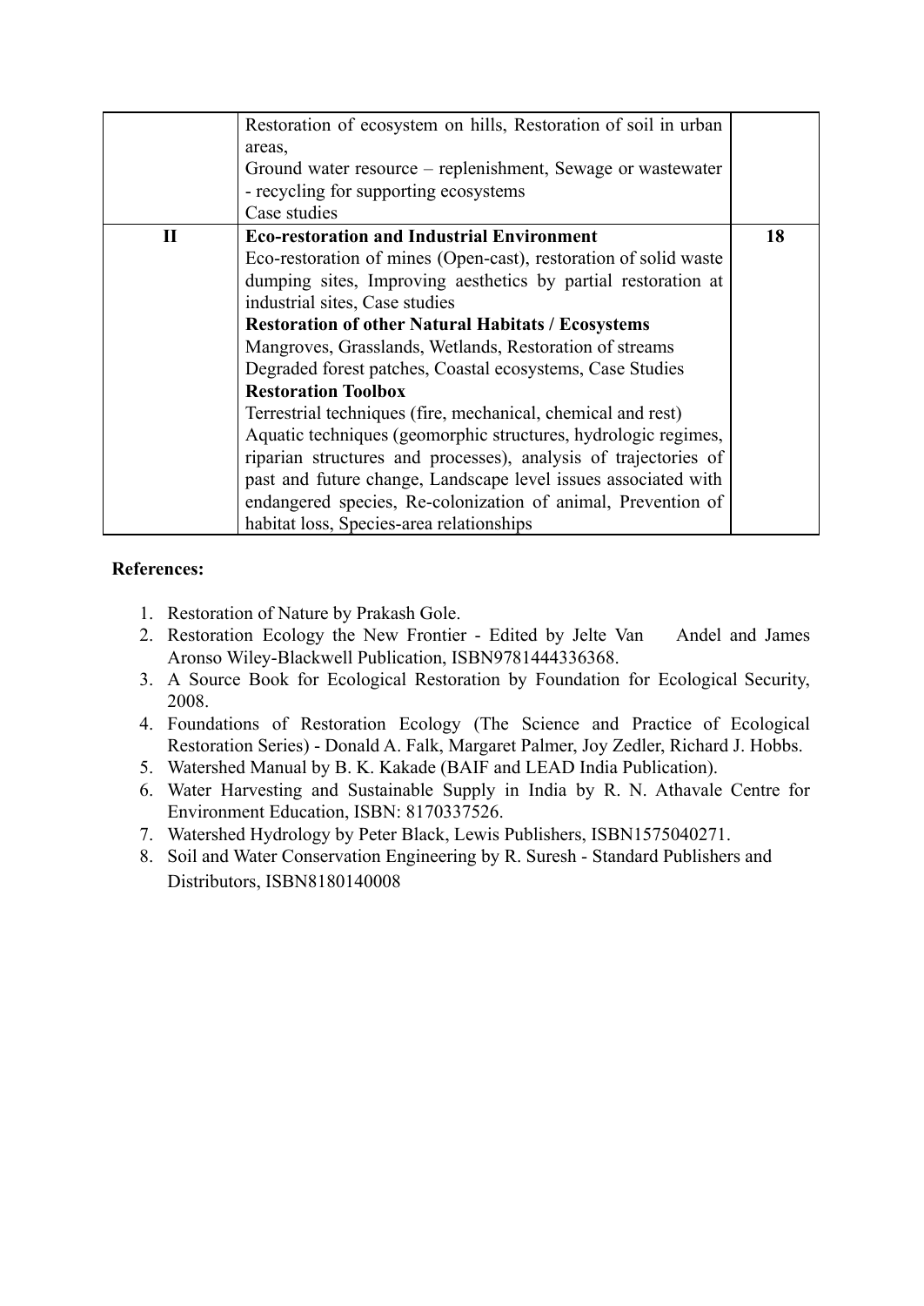| | | |
|---|---|---|
| | Restoration of ecosystem on hills, Restoration of soil in urban areas,<br>Ground water resource – replenishment, Sewage or wastewater - recycling for supporting ecosystems<br>Case studies | |
| **II** | **Eco-restoration and Industrial Environment**<br>Eco-restoration of mines (Open-cast), restoration of solid waste dumping sites, Improving aesthetics by partial restoration at industrial sites, Case studies<br>**Restoration of other Natural Habitats / Ecosystems**<br>Mangroves, Grasslands, Wetlands, Restoration of streams<br>Degraded forest patches, Coastal ecosystems, Case Studies<br>**Restoration Toolbox**<br>Terrestrial techniques (fire, mechanical, chemical and rest)<br>Aquatic techniques (geomorphic structures, hydrologic regimes, riparian structures and processes), analysis of trajectories of past and future change, Landscape level issues associated with endangered species, Re-colonization of animal, Prevention of habitat loss, Species-area relationships | **18** |

**References:**

1. Restoration of Nature by Prakash Gole.
2. Restoration Ecology the New Frontier - Edited by Jelte Van Andel and James Aronso Wiley-Blackwell Publication, ISBN9781444336368.
3. A Source Book for Ecological Restoration by Foundation for Ecological Security, 2008.
4. Foundations of Restoration Ecology (The Science and Practice of Ecological Restoration Series) - Donald A. Falk, Margaret Palmer, Joy Zedler, Richard J. Hobbs.
5. Watershed Manual by B. K. Kakade (BAIF and LEAD India Publication).
6. Water Harvesting and Sustainable Supply in India by R. N. Athavale Centre for Environment Education, ISBN: 8170337526.
7. Watershed Hydrology by Peter Black, Lewis Publishers, ISBN1575040271.
8. Soil and Water Conservation Engineering by R. Suresh - Standard Publishers and Distributors, ISBN8180140008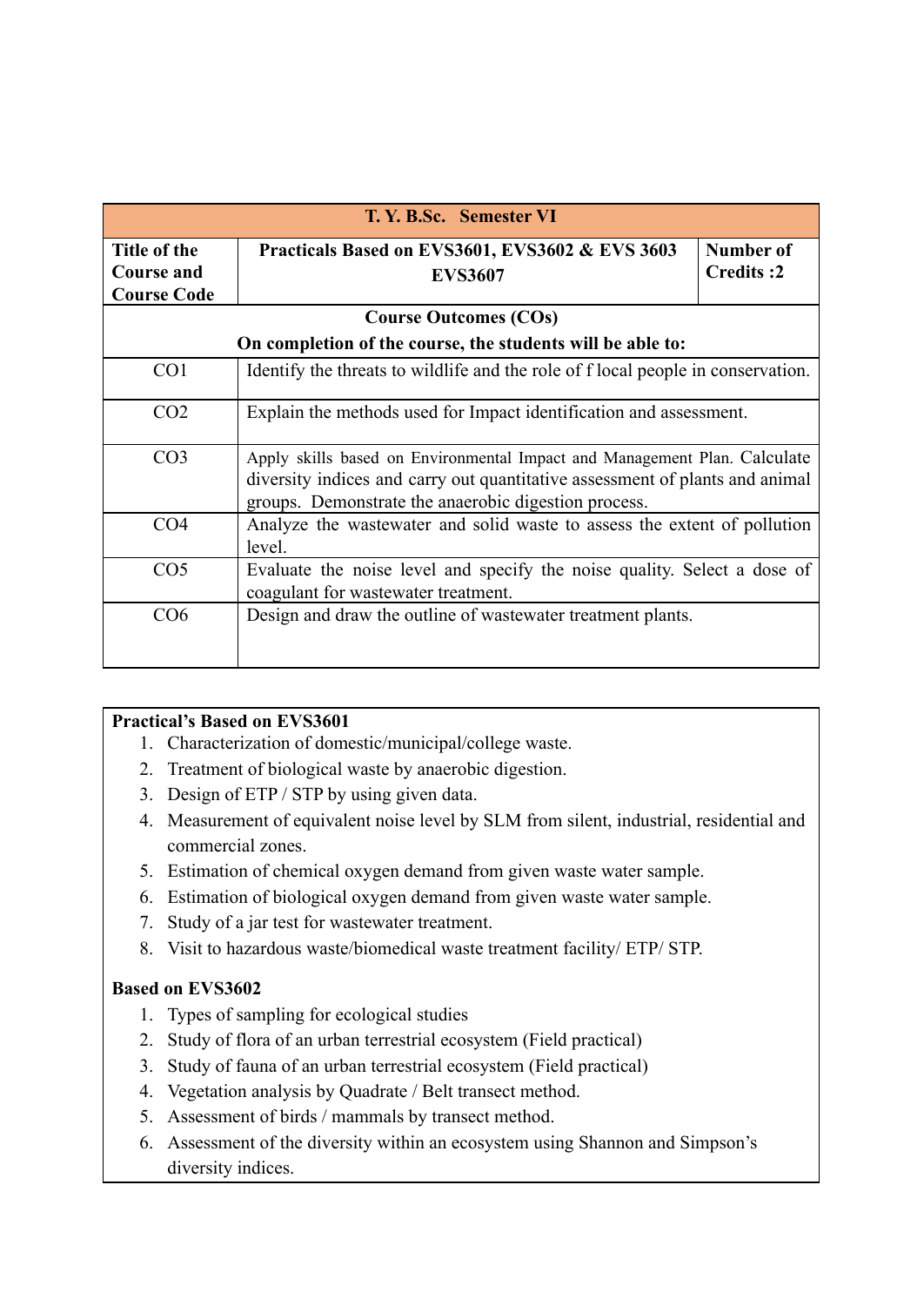| T. Y. B.Sc. Semester VI | | |
|---|---|---|
| **Title of the Course and Course Code** | **Practicals Based on EVS3601, EVS3602 & EVS 3603 EVS3607** | **Number of Credits :2** |
| **Course Outcomes (COs)** | | |
| **On completion of the course, the students will be able to:** | | |
| CO1 | Identify the threats to wildlife and the role of f local people in conservation. | |
| CO2 | Explain the methods used for Impact identification and assessment. | |
| CO3 | Apply skills based on Environmental Impact and Management Plan. Calculate diversity indices and carry out quantitative assessment of plants and animal groups. Demonstrate the anaerobic digestion process. | |
| CO4 | Analyze the wastewater and solid waste to assess the extent of pollution level. | |
| CO5 | Evaluate the noise level and specify the noise quality. Select a dose of coagulant for wastewater treatment. | |
| CO6 | Design and draw the outline of wastewater treatment plants. | |

**Practical's Based on EVS3601**

1. Characterization of domestic/municipal/college waste.
2. Treatment of biological waste by anaerobic digestion.
3. Design of ETP / STP by using given data.
4. Measurement of equivalent noise level by SLM from silent, industrial, residential and commercial zones.
5. Estimation of chemical oxygen demand from given waste water sample.
6. Estimation of biological oxygen demand from given waste water sample.
7. Study of a jar test for wastewater treatment.
8. Visit to hazardous waste/biomedical waste treatment facility/ ETP/ STP.

**Based on EVS3602**

1. Types of sampling for ecological studies
2. Study of flora of an urban terrestrial ecosystem (Field practical)
3. Study of fauna of an urban terrestrial ecosystem (Field practical)
4. Vegetation analysis by Quadrate / Belt transect method.
5. Assessment of birds / mammals by transect method.
6. Assessment of the diversity within an ecosystem using Shannon and Simpson's diversity indices.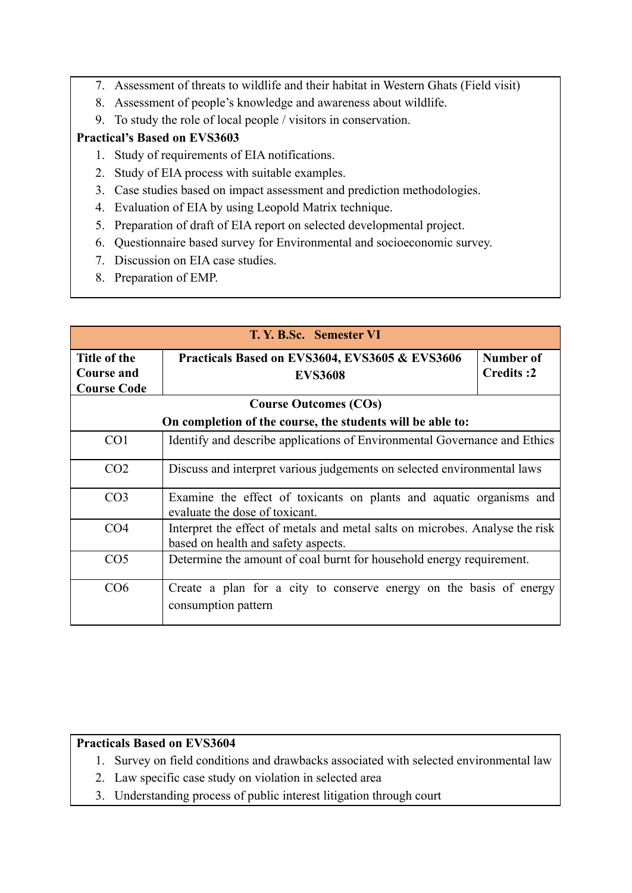7. Assessment of threats to wildlife and their habitat in Western Ghats (Field visit)
8. Assessment of people's knowledge and awareness about wildlife.
9. To study the role of local people / visitors in conservation.

**Practical's Based on EVS3603**

1. Study of requirements of EIA notifications.
2. Study of EIA process with suitable examples.
3. Case studies based on impact assessment and prediction methodologies.
4. Evaluation of EIA by using Leopold Matrix technique.
5. Preparation of draft of EIA report on selected developmental project.
6. Questionnaire based survey for Environmental and socioeconomic survey.
7. Discussion on EIA case studies.
8. Preparation of EMP.

| **T. Y. B.Sc. Semester VI** | | |
|---|---|---|
| **Title of the Course and Course Code** | **Practicals Based on EVS3604, EVS3605 & EVS3606 EVS3608** | **Number of Credits :2** |
| **Course Outcomes (COs)** **On completion of the course, the students will be able to:** | | |
| CO1 | Identify and describe applications of Environmental Governance and Ethics | |
| CO2 | Discuss and interpret various judgements on selected environmental laws | |
| CO3 | Examine the effect of toxicants on plants and aquatic organisms and evaluate the dose of toxicant. | |
| CO4 | Interpret the effect of metals and metal salts on microbes. Analyse the risk based on health and safety aspects. | |
| CO5 | Determine the amount of coal burnt for household energy requirement. | |
| CO6 | Create a plan for a city to conserve energy on the basis of energy consumption pattern | |

**Practicals Based on EVS3604**

1. Survey on field conditions and drawbacks associated with selected environmental law
2. Law specific case study on violation in selected area
3. Understanding process of public interest litigation through court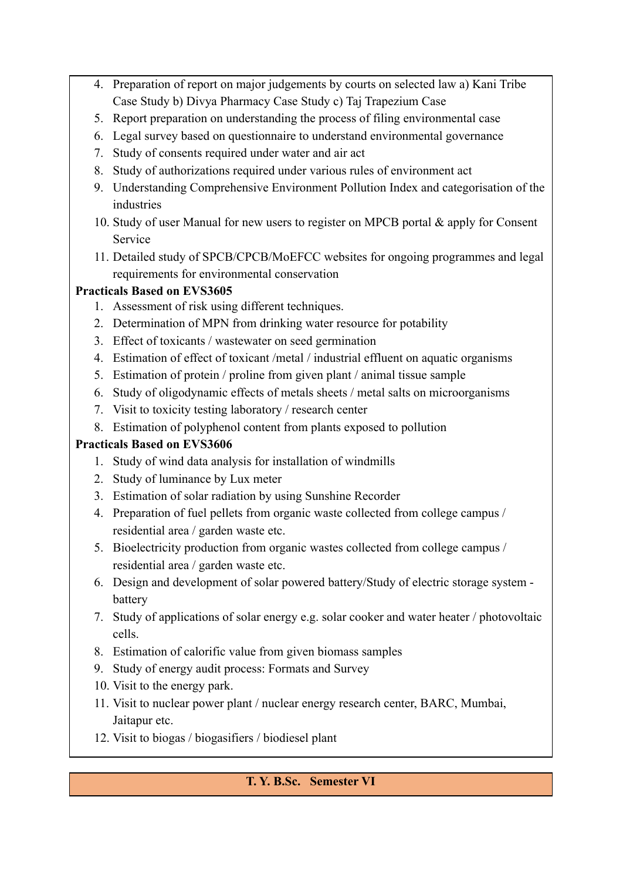4. Preparation of report on major judgements by courts on selected law a) Kani Tribe Case Study b) Divya Pharmacy Case Study c) Taj Trapezium Case
5. Report preparation on understanding the process of filing environmental case
6. Legal survey based on questionnaire to understand environmental governance
7. Study of consents required under water and air act
8. Study of authorizations required under various rules of environment act
9. Understanding Comprehensive Environment Pollution Index and categorisation of the industries
10. Study of user Manual for new users to register on MPCB portal & apply for Consent Service
11. Detailed study of SPCB/CPCB/MoEFCC websites for ongoing programmes and legal requirements for environmental conservation

**Practicals Based on EVS3605**

1. Assessment of risk using different techniques.
2. Determination of MPN from drinking water resource for potability
3. Effect of toxicants / wastewater on seed germination
4. Estimation of effect of toxicant /metal / industrial effluent on aquatic organisms
5. Estimation of protein / proline from given plant / animal tissue sample
6. Study of oligodynamic effects of metals sheets / metal salts on microorganisms
7. Visit to toxicity testing laboratory / research center
8. Estimation of polyphenol content from plants exposed to pollution

**Practicals Based on EVS3606**

1. Study of wind data analysis for installation of windmills
2. Study of luminance by Lux meter
3. Estimation of solar radiation by using Sunshine Recorder
4. Preparation of fuel pellets from organic waste collected from college campus / residential area / garden waste etc.
5. Bioelectricity production from organic wastes collected from college campus / residential area / garden waste etc.
6. Design and development of solar powered battery/Study of electric storage system - battery
7. Study of applications of solar energy e.g. solar cooker and water heater / photovoltaic cells.
8. Estimation of calorific value from given biomass samples
9. Study of energy audit process: Formats and Survey
10. Visit to the energy park.
11. Visit to nuclear power plant / nuclear energy research center, BARC, Mumbai, Jaitapur etc.
12. Visit to biogas / biogasifiers / biodiesel plant

**T. Y. B.Sc. Semester VI**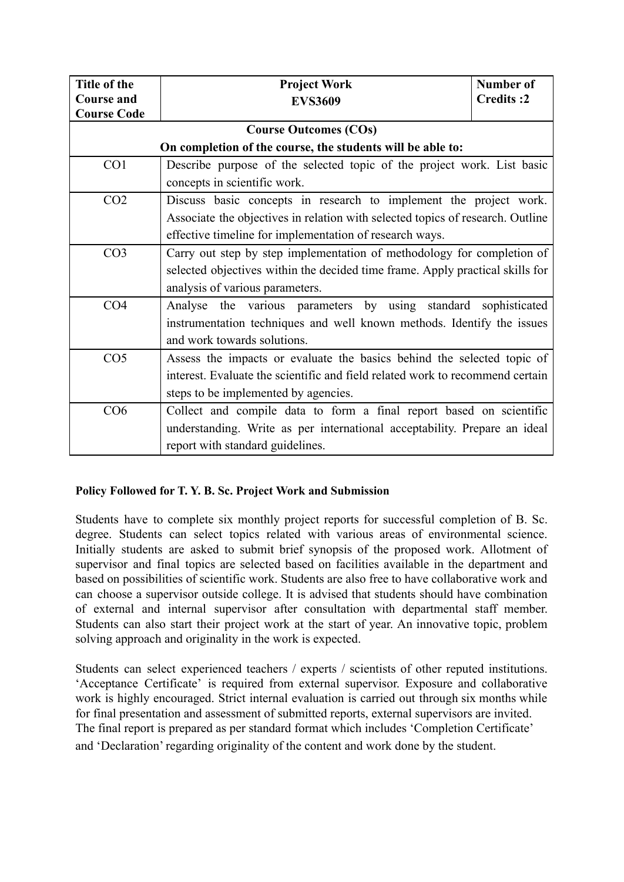| Title of the Course and Course Code | Project Work<br>EVS3609 | Number of Credits :2 |
|---|---|---|
| **Course Outcomes (COs)**<br>**On completion of the course, the students will be able to:** | | |
| CO1 | Describe purpose of the selected topic of the project work. List basic concepts in scientific work. | |
| CO2 | Discuss basic concepts in research to implement the project work. Associate the objectives in relation with selected topics of research. Outline effective timeline for implementation of research ways. | |
| CO3 | Carry out step by step implementation of methodology for completion of selected objectives within the decided time frame. Apply practical skills for analysis of various parameters. | |
| CO4 | Analyse the various parameters by using standard sophisticated instrumentation techniques and well known methods. Identify the issues and work towards solutions. | |
| CO5 | Assess the impacts or evaluate the basics behind the selected topic of interest. Evaluate the scientific and field related work to recommend certain steps to be implemented by agencies. | |
| CO6 | Collect and compile data to form a final report based on scientific understanding. Write as per international acceptability. Prepare an ideal report with standard guidelines. | |

**Policy Followed for T. Y. B. Sc. Project Work and Submission**

Students have to complete six monthly project reports for successful completion of B. Sc. degree. Students can select topics related with various areas of environmental science. Initially students are asked to submit brief synopsis of the proposed work. Allotment of supervisor and final topics are selected based on facilities available in the department and based on possibilities of scientific work. Students are also free to have collaborative work and can choose a supervisor outside college. It is advised that students should have combination of external and internal supervisor after consultation with departmental staff member. Students can also start their project work at the start of year. An innovative topic, problem solving approach and originality in the work is expected.

Students can select experienced teachers / experts / scientists of other reputed institutions. 'Acceptance Certificate' is required from external supervisor. Exposure and collaborative work is highly encouraged. Strict internal evaluation is carried out through six months while for final presentation and assessment of submitted reports, external supervisors are invited. The final report is prepared as per standard format which includes 'Completion Certificate' and 'Declaration' regarding originality of the content and work done by the student.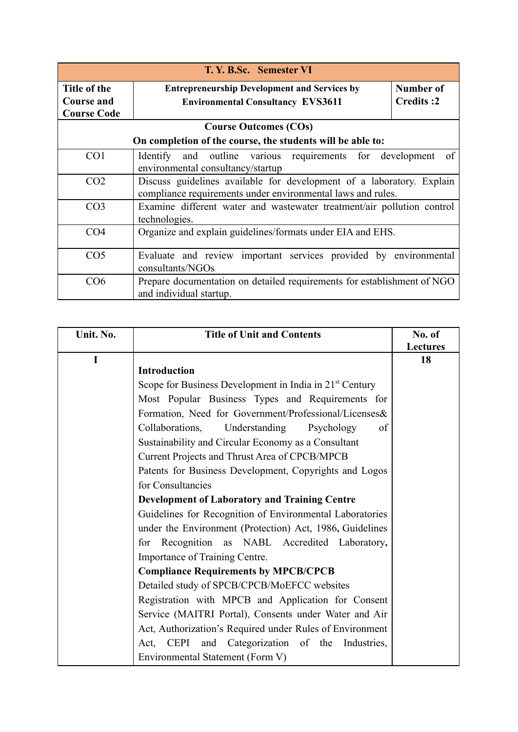| T. Y. B.Sc. Semester VI | | |
|---|---|---|
| **Title of the Course and Course Code** | **Entrepreneurship Development and Services by Environmental Consultancy EVS3611** | **Number of Credits :2** |

| **Course Outcomes (COs)**<br>**On completion of the course, the students will be able to:** | |
|---|---|
| CO1 | Identify and outline various requirements for development of environmental consultancy/startup |
| CO2 | Discuss guidelines available for development of a laboratory. Explain compliance requirements under environmental laws and rules. |
| CO3 | Examine different water and wastewater treatment/air pollution control technologies. |
| CO4 | Organize and explain guidelines/formats under EIA and EHS. |
| CO5 | Evaluate and review important services provided by environmental consultants/NGOs |
| CO6 | Prepare documentation on detailed requirements for establishment of NGO and individual startup. |

| Unit. No. | Title of Unit and Contents | No. of Lectures |
|---|---|---|
| I | **Introduction**<br>Scope for Business Development in India in 21st Century<br>Most Popular Business Types and Requirements for Formation, Need for Government/Professional/Licenses& Collaborations, Understanding Psychology of Sustainability and Circular Economy as a Consultant<br>Current Projects and Thrust Area of CPCB/MPCB<br>Patents for Business Development, Copyrights and Logos for Consultancies<br>**Development of Laboratory and Training Centre**<br>Guidelines for Recognition of Environmental Laboratories under the Environment (Protection) Act, 1986, Guidelines for Recognition as NABL Accredited Laboratory, Importance of Training Centre.<br>**Compliance Requirements by MPCB/CPCB**<br>Detailed study of SPCB/CPCB/MoEFCC websites<br>Registration with MPCB and Application for Consent Service (MAITRI Portal), Consents under Water and Air Act, Authorization's Required under Rules of Environment Act, CEPI and Categorization of the Industries, Environmental Statement (Form V) | 18 |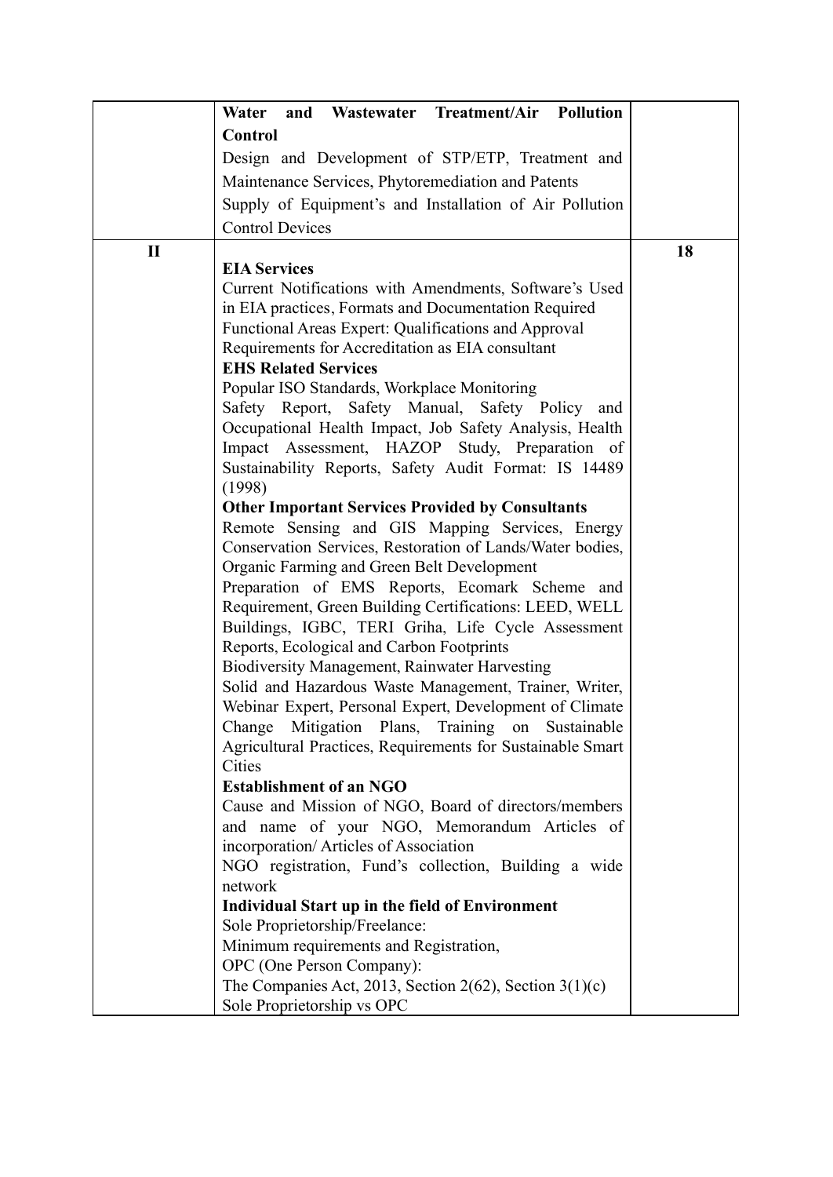| | | |
|---|---|---|
| | **Water and Wastewater Treatment/Air Pollution Control**<br>Design and Development of STP/ETP, Treatment and Maintenance Services, Phytoremediation and Patents<br>Supply of Equipment's and Installation of Air Pollution Control Devices | |
| **II** | **EIA Services**<br>Current Notifications with Amendments, Software's Used in EIA practices, Formats and Documentation Required<br>Functional Areas Expert: Qualifications and Approval<br>Requirements for Accreditation as EIA consultant<br>**EHS Related Services**<br>Popular ISO Standards, Workplace Monitoring<br>Safety Report, Safety Manual, Safety Policy and Occupational Health Impact, Job Safety Analysis, Health Impact Assessment, HAZOP Study, Preparation of Sustainability Reports, Safety Audit Format: IS 14489 (1998)<br>**Other Important Services Provided by Consultants**<br>Remote Sensing and GIS Mapping Services, Energy Conservation Services, Restoration of Lands/Water bodies, Organic Farming and Green Belt Development<br>Preparation of EMS Reports, Ecomark Scheme and Requirement, Green Building Certifications: LEED, WELL Buildings, IGBC, TERI Griha, Life Cycle Assessment Reports, Ecological and Carbon Footprints<br>Biodiversity Management, Rainwater Harvesting<br>Solid and Hazardous Waste Management, Trainer, Writer, Webinar Expert, Personal Expert, Development of Climate Change Mitigation Plans, Training on Sustainable Agricultural Practices, Requirements for Sustainable Smart Cities<br>**Establishment of an NGO**<br>Cause and Mission of NGO, Board of directors/members and name of your NGO, Memorandum Articles of incorporation/ Articles of Association<br>NGO registration, Fund's collection, Building a wide network<br>**Individual Start up in the field of Environment**<br>Sole Proprietorship/Freelance:<br>Minimum requirements and Registration,<br>OPC (One Person Company):<br>The Companies Act, 2013, Section 2(62), Section 3(1)(c)<br>Sole Proprietorship vs OPC | **18** |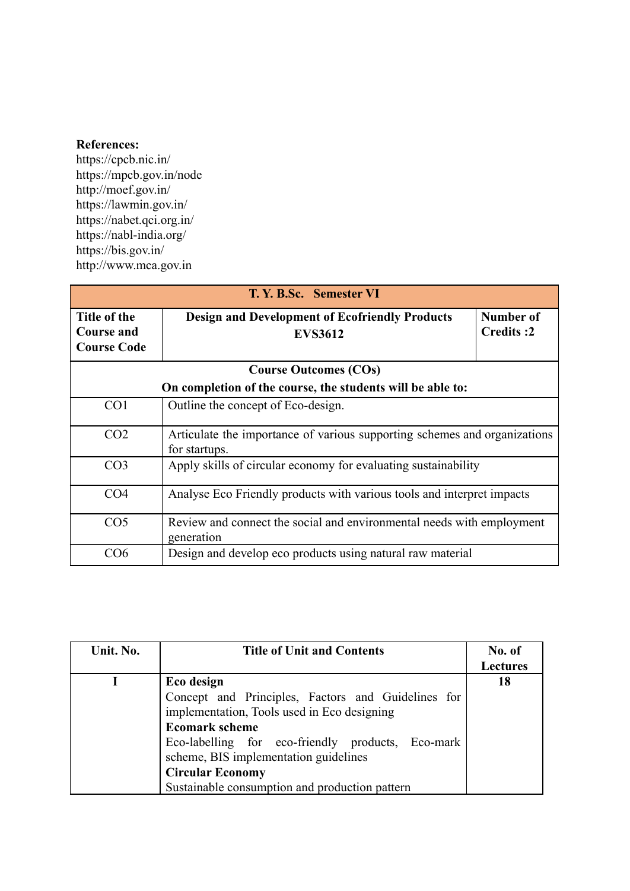**References:**

https://cpcb.nic.in/
https://mpcb.gov.in/node
http://moef.gov.in/
https://lawmin.gov.in/
https://nabet.qci.org.in/
https://nabl-india.org/
https://bis.gov.in/
http://www.mca.gov.in

| **T. Y. B.Sc. Semester VI** | | |
|---|---|---|
| **Title of the Course and Course Code** | **Design and Development of Ecofriendly Products EVS3612** | **Number of Credits :2** |
| **Course Outcomes (COs)**<br>**On completion of the course, the students will be able to:** | | |
| CO1 | Outline the concept of Eco-design. | |
| CO2 | Articulate the importance of various supporting schemes and organizations for startups. | |
| CO3 | Apply skills of circular economy for evaluating sustainability | |
| CO4 | Analyse Eco Friendly products with various tools and interpret impacts | |
| CO5 | Review and connect the social and environmental needs with employment generation | |
| CO6 | Design and develop eco products using natural raw material | |

| Unit. No. | Title of Unit and Contents | No. of Lectures |
|---|---|---|
| **I** | **Eco design**<br>Concept and Principles, Factors and Guidelines for implementation, Tools used in Eco designing<br>**Ecomark scheme**<br>Eco-labelling for eco-friendly products, Eco-mark scheme, BIS implementation guidelines<br>**Circular Economy**<br>Sustainable consumption and production pattern | **18** |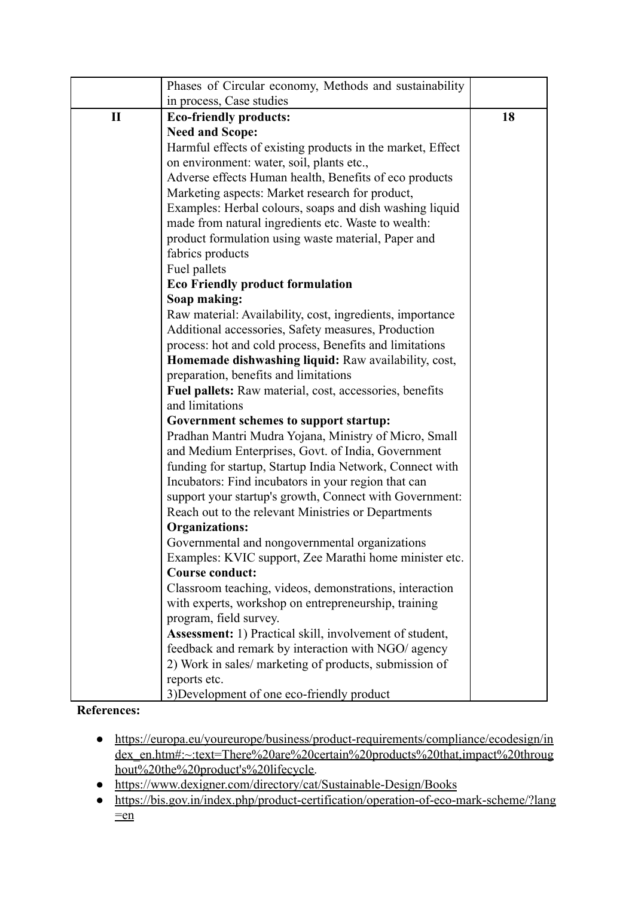| | | |
|---|---|---|
| | Phases of Circular economy, Methods and sustainability in process, Case studies | |
| **II** | **Eco-friendly products:**<br>**Need and Scope:**<br>Harmful effects of existing products in the market, Effect on environment: water, soil, plants etc.,<br>Adverse effects Human health, Benefits of eco products<br>Marketing aspects: Market research for product,<br>Examples: Herbal colours, soaps and dish washing liquid made from natural ingredients etc. Waste to wealth: product formulation using waste material, Paper and fabrics products<br>Fuel pallets<br>**Eco Friendly product formulation**<br>**Soap making:**<br>Raw material: Availability, cost, ingredients, importance<br>Additional accessories, Safety measures, Production process: hot and cold process, Benefits and limitations<br>**Homemade dishwashing liquid:** Raw availability, cost, preparation, benefits and limitations<br>**Fuel pallets:** Raw material, cost, accessories, benefits and limitations<br>**Government schemes to support startup:**<br>Pradhan Mantri Mudra Yojana, Ministry of Micro, Small and Medium Enterprises, Govt. of India, Government funding for startup, Startup India Network, Connect with Incubators: Find incubators in your region that can support your startup's growth, Connect with Government: Reach out to the relevant Ministries or Departments<br>**Organizations:**<br>Governmental and nongovernmental organizations<br>Examples: KVIC support, Zee Marathi home minister etc.<br>**Course conduct:**<br>Classroom teaching, videos, demonstrations, interaction with experts, workshop on entrepreneurship, training program, field survey.<br>**Assessment:** 1) Practical skill, involvement of student, feedback and remark by interaction with NGO/ agency<br>2) Work in sales/ marketing of products, submission of reports etc.<br>3)Development of one eco-friendly product | **18** |

**References:**

- https://europa.eu/youreurope/business/product-requirements/compliance/ecodesign/index_en.htm#:~:text=There%20are%20certain%20products%20that,impact%20throughout%20the%20product's%20lifecycle.
- https://www.dexigner.com/directory/cat/Sustainable-Design/Books
- https://bis.gov.in/index.php/product-certification/operation-of-eco-mark-scheme/?lang=en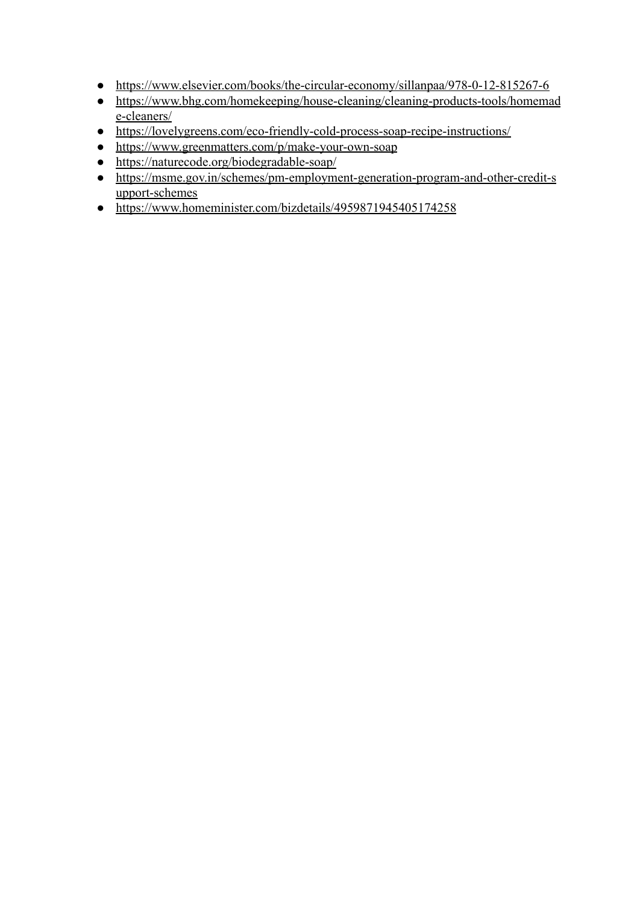- https://www.elsevier.com/books/the-circular-economy/sillanpaa/978-0-12-815267-6
- https://www.bhg.com/homekeeping/house-cleaning/cleaning-products-tools/homemade-cleaners/
- https://lovelygreens.com/eco-friendly-cold-process-soap-recipe-instructions/
- https://www.greenmatters.com/p/make-your-own-soap
- https://naturecode.org/biodegradable-soap/
- https://msme.gov.in/schemes/pm-employment-generation-program-and-other-credit-support-schemes
- https://www.homeminister.com/bizdetails/4959871945405174258